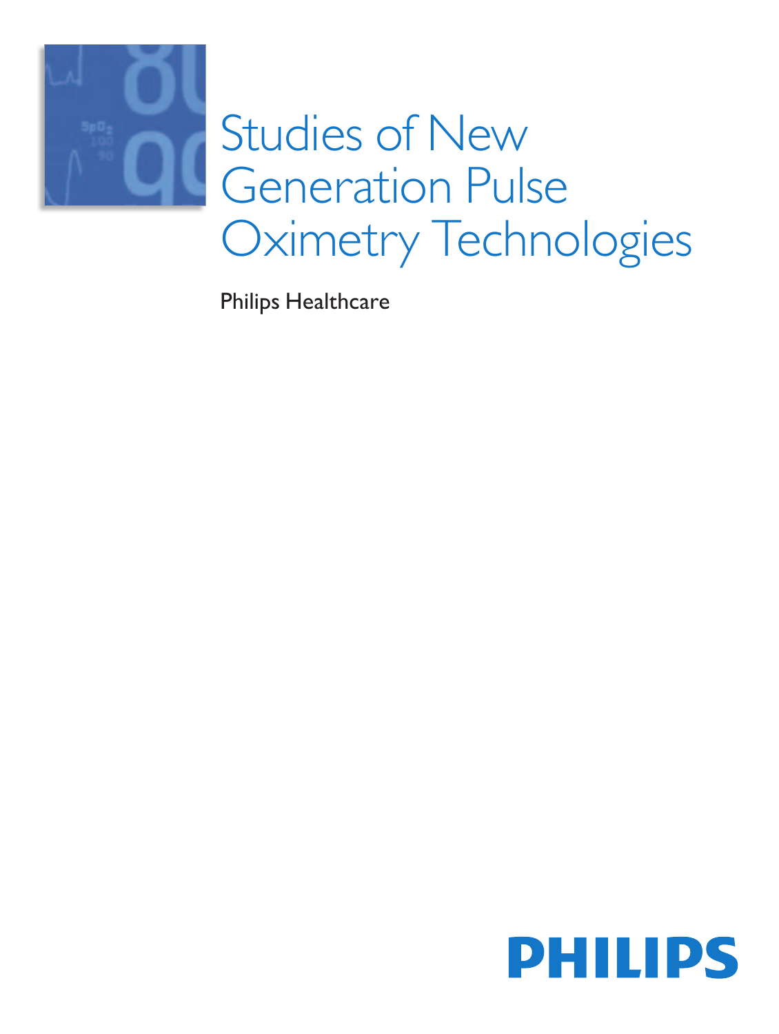# Studies of New Generation Pulse Oximetry Technologies

Philips Healthcare

PHILIPS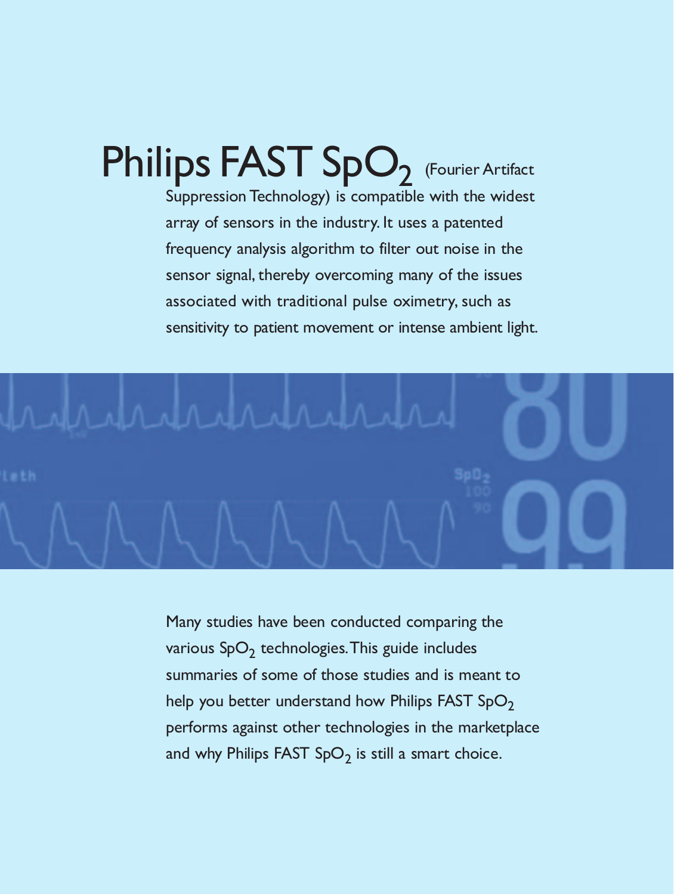**Philips FAST $SpO_2$** (Fourier Artifact Suppression Technology) is compatible with the widest array of sensors in the industry. It uses a patented frequency analysis algorithm to filter out noise in the sensor signal, thereby overcoming many of the issues associated with traditional pulse oximetry, such as sensitivity to patient movement or intense ambient light.

Many studies have been conducted comparing the various $SpO_2$ technologies. This guide includes summaries of some of those studies and is meant to help you better understand how Philips FAST $SpO_2$ performs against other technologies in the marketplace and why Philips FAST $SpO_2$ is still a smart choice.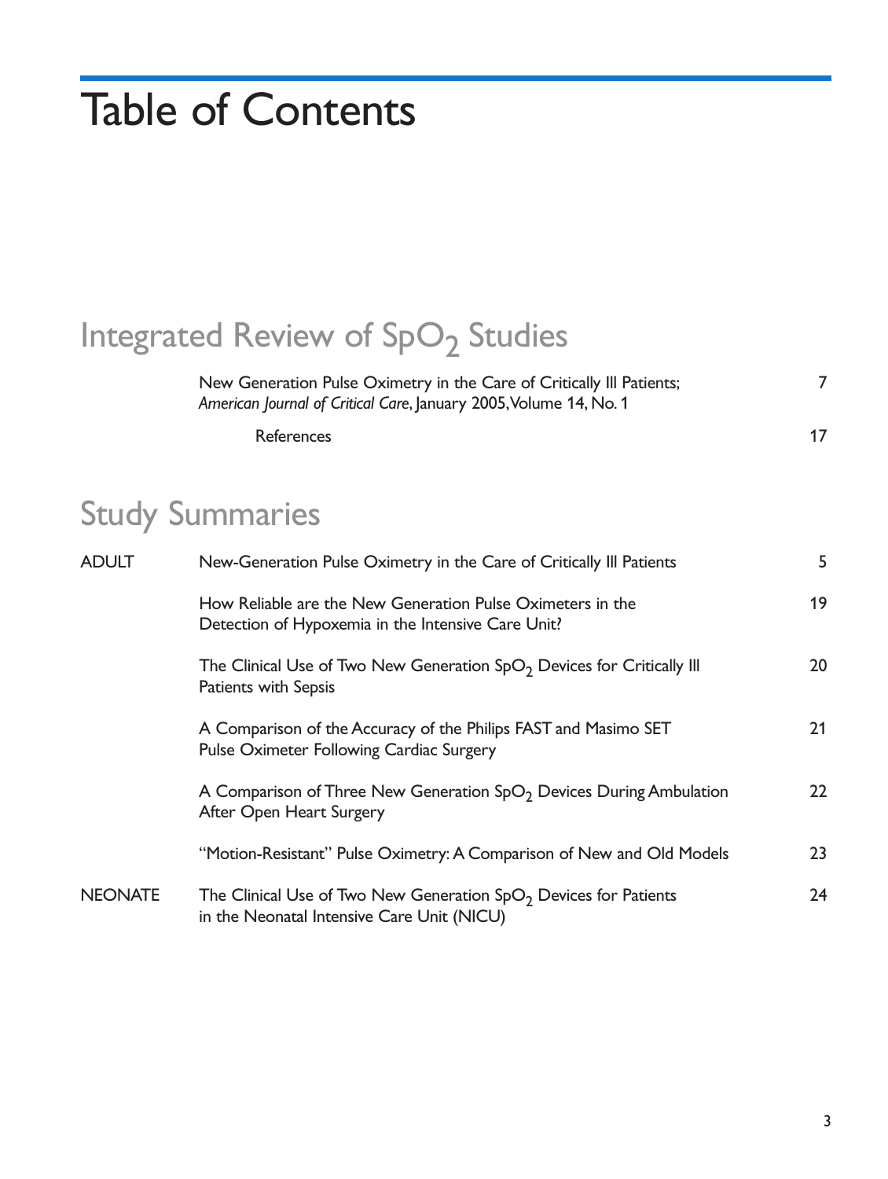# Table of Contents

## Integrated Review of $SpO_2$ Studies

| | | |
|---|---|---|
| | New Generation Pulse Oximetry in the Care of Critically Ill Patients; *American Journal of Critical Care*, January 2005, Volume 14, No. 1 | 7 |
| | References | 17 |

## Study Summaries

| | | |
|---|---|---|
| ADULT | New-Generation Pulse Oximetry in the Care of Critically Ill Patients | 5 |
| | How Reliable are the New Generation Pulse Oximeters in the Detection of Hypoxemia in the Intensive Care Unit? | 19 |
| | The Clinical Use of Two New Generation $SpO_2$ Devices for Critically Ill Patients with Sepsis | 20 |
| | A Comparison of the Accuracy of the Philips FAST and Masimo SET Pulse Oximeter Following Cardiac Surgery | 21 |
| | A Comparison of Three New Generation $SpO_2$ Devices During Ambulation After Open Heart Surgery | 22 |
| | "Motion-Resistant" Pulse Oximetry: A Comparison of New and Old Models | 23 |
| NEONATE | The Clinical Use of Two New Generation $SpO_2$ Devices for Patients in the Neonatal Intensive Care Unit (NICU) | 24 |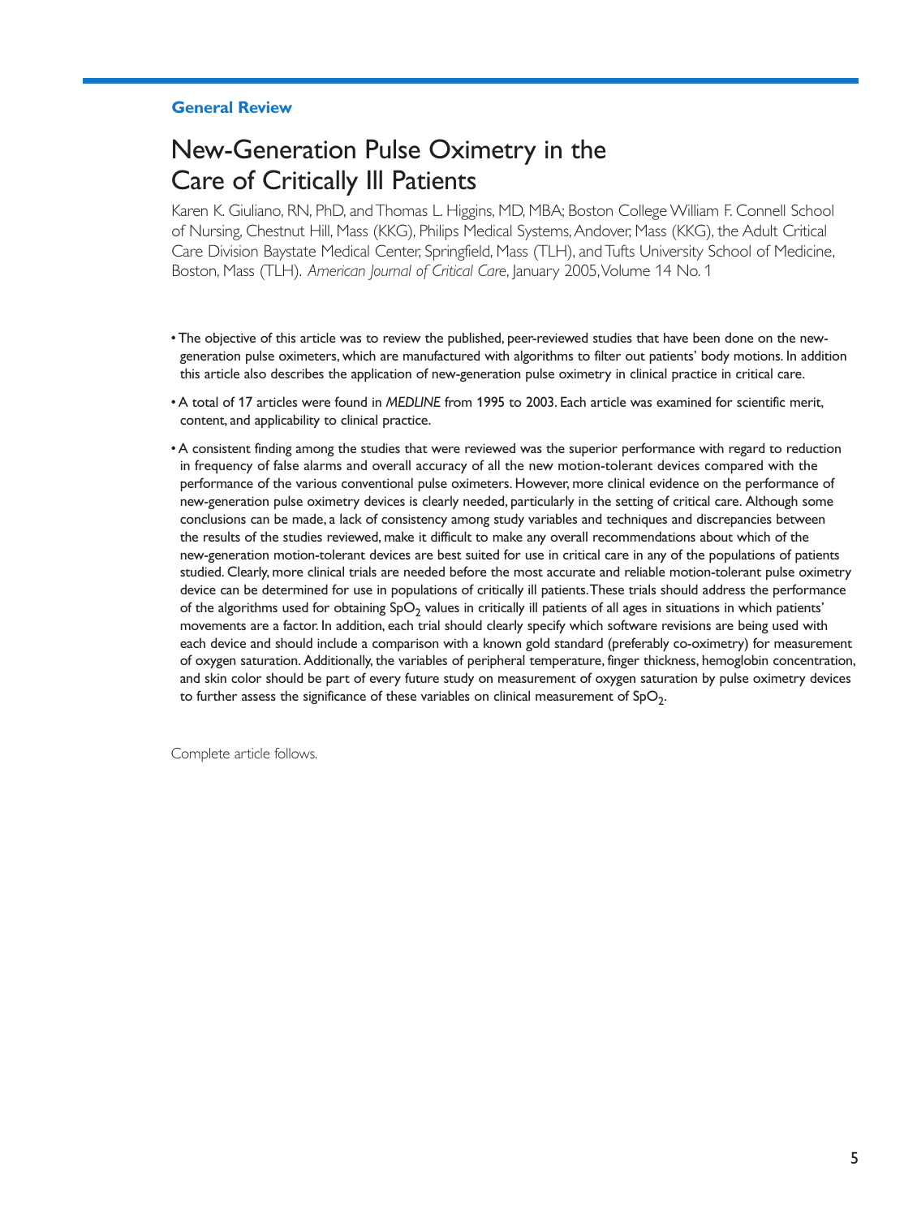**General Review**

# New-Generation Pulse Oximetry in the Care of Critically Ill Patients

Karen K. Giuliano, RN, PhD, and Thomas L. Higgins, MD, MBA; Boston College William F. Connell School of Nursing, Chestnut Hill, Mass (KKG), Philips Medical Systems, Andover, Mass (KKG), the Adult Critical Care Division Baystate Medical Center, Springfield, Mass (TLH), and Tufts University School of Medicine, Boston, Mass (TLH). *American Journal of Critical Care*, January 2005, Volume 14 No. 1

- The objective of this article was to review the published, peer-reviewed studies that have been done on the new-generation pulse oximeters, which are manufactured with algorithms to filter out patients' body motions. In addition this article also describes the application of new-generation pulse oximetry in clinical practice in critical care.
- A total of 17 articles were found in *MEDLINE* from 1995 to 2003. Each article was examined for scientific merit, content, and applicability to clinical practice.
- A consistent finding among the studies that were reviewed was the superior performance with regard to reduction in frequency of false alarms and overall accuracy of all the new motion-tolerant devices compared with the performance of the various conventional pulse oximeters. However, more clinical evidence on the performance of new-generation pulse oximetry devices is clearly needed, particularly in the setting of critical care. Although some conclusions can be made, a lack of consistency among study variables and techniques and discrepancies between the results of the studies reviewed, make it difficult to make any overall recommendations about which of the new-generation motion-tolerant devices are best suited for use in critical care in any of the populations of patients studied. Clearly, more clinical trials are needed before the most accurate and reliable motion-tolerant pulse oximetry device can be determined for use in populations of critically ill patients. These trials should address the performance of the algorithms used for obtaining $SpO_2$ values in critically ill patients of all ages in situations in which patients' movements are a factor. In addition, each trial should clearly specify which software revisions are being used with each device and should include a comparison with a known gold standard (preferably co-oximetry) for measurement of oxygen saturation. Additionally, the variables of peripheral temperature, finger thickness, hemoglobin concentration, and skin color should be part of every future study on measurement of oxygen saturation by pulse oximetry devices to further assess the significance of these variables on clinical measurement of $SpO_2$.

Complete article follows.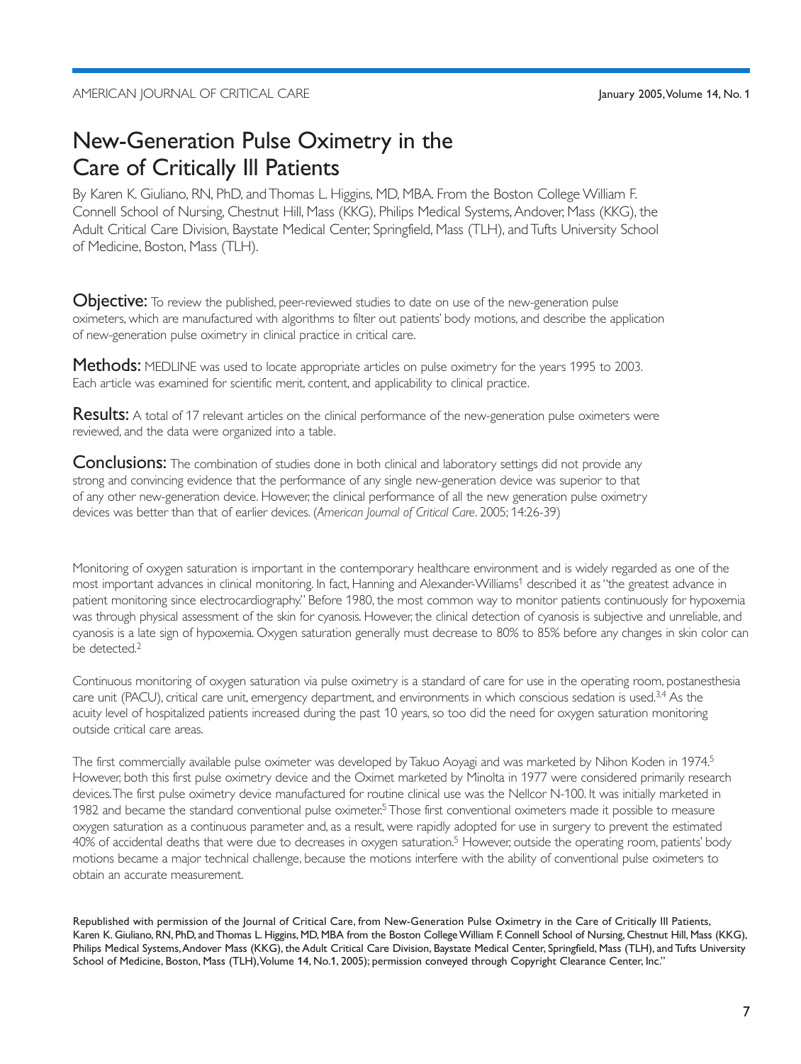# New-Generation Pulse Oximetry in the Care of Critically Ill Patients

By Karen K. Giuliano, RN, PhD, and Thomas L. Higgins, MD, MBA. From the Boston College William F. Connell School of Nursing, Chestnut Hill, Mass (KKG), Philips Medical Systems, Andover, Mass (KKG), the Adult Critical Care Division, Baystate Medical Center, Springfield, Mass (TLH), and Tufts University School of Medicine, Boston, Mass (TLH).

**Objective:** To review the published, peer-reviewed studies to date on use of the new-generation pulse oximeters, which are manufactured with algorithms to filter out patients' body motions, and describe the application of new-generation pulse oximetry in clinical practice in critical care.

**Methods:** MEDLINE was used to locate appropriate articles on pulse oximetry for the years 1995 to 2003. Each article was examined for scientific merit, content, and applicability to clinical practice.

**Results:** A total of 17 relevant articles on the clinical performance of the new-generation pulse oximeters were reviewed, and the data were organized into a table.

**Conclusions:** The combination of studies done in both clinical and laboratory settings did not provide any strong and convincing evidence that the performance of any single new-generation device was superior to that of any other new-generation device. However, the clinical performance of all the new generation pulse oximetry devices was better than that of earlier devices. (*American Journal of Critical Care*. 2005; 14:26-39)

Monitoring of oxygen saturation is important in the contemporary healthcare environment and is widely regarded as one of the most important advances in clinical monitoring. In fact, Hanning and Alexander-Williams[1] described it as "the greatest advance in patient monitoring since electrocardiography." Before 1980, the most common way to monitor patients continuously for hypoxemia was through physical assessment of the skin for cyanosis. However, the clinical detection of cyanosis is subjective and unreliable, and cyanosis is a late sign of hypoxemia. Oxygen saturation generally must decrease to 80% to 85% before any changes in skin color can be detected.[2]

Continuous monitoring of oxygen saturation via pulse oximetry is a standard of care for use in the operating room, postanesthesia care unit (PACU), critical care unit, emergency department, and environments in which conscious sedation is used.[3,4] As the acuity level of hospitalized patients increased during the past 10 years, so too did the need for oxygen saturation monitoring outside critical care areas.

The first commercially available pulse oximeter was developed by Takuo Aoyagi and was marketed by Nihon Koden in 1974.[5] However, both this first pulse oximetry device and the Oximet marketed by Minolta in 1977 were considered primarily research devices. The first pulse oximetry device manufactured for routine clinical use was the Nellcor N-100. It was initially marketed in 1982 and became the standard conventional pulse oximeter.[5] Those first conventional oximeters made it possible to measure oxygen saturation as a continuous parameter and, as a result, were rapidly adopted for use in surgery to prevent the estimated 40% of accidental deaths that were due to decreases in oxygen saturation.[5] However, outside the operating room, patients' body motions became a major technical challenge, because the motions interfere with the ability of conventional pulse oximeters to obtain an accurate measurement.

Republished with permission of the Journal of Critical Care, from New-Generation Pulse Oximetry in the Care of Critically Ill Patients, Karen K. Giuliano, RN, PhD, and Thomas L. Higgins, MD, MBA from the Boston College William F. Connell School of Nursing, Chestnut Hill, Mass (KKG), Philips Medical Systems, Andover Mass (KKG), the Adult Critical Care Division, Baystate Medical Center, Springfield, Mass (TLH), and Tufts University School of Medicine, Boston, Mass (TLH), Volume 14, No.1, 2005); permission conveyed through Copyright Clearance Center, Inc."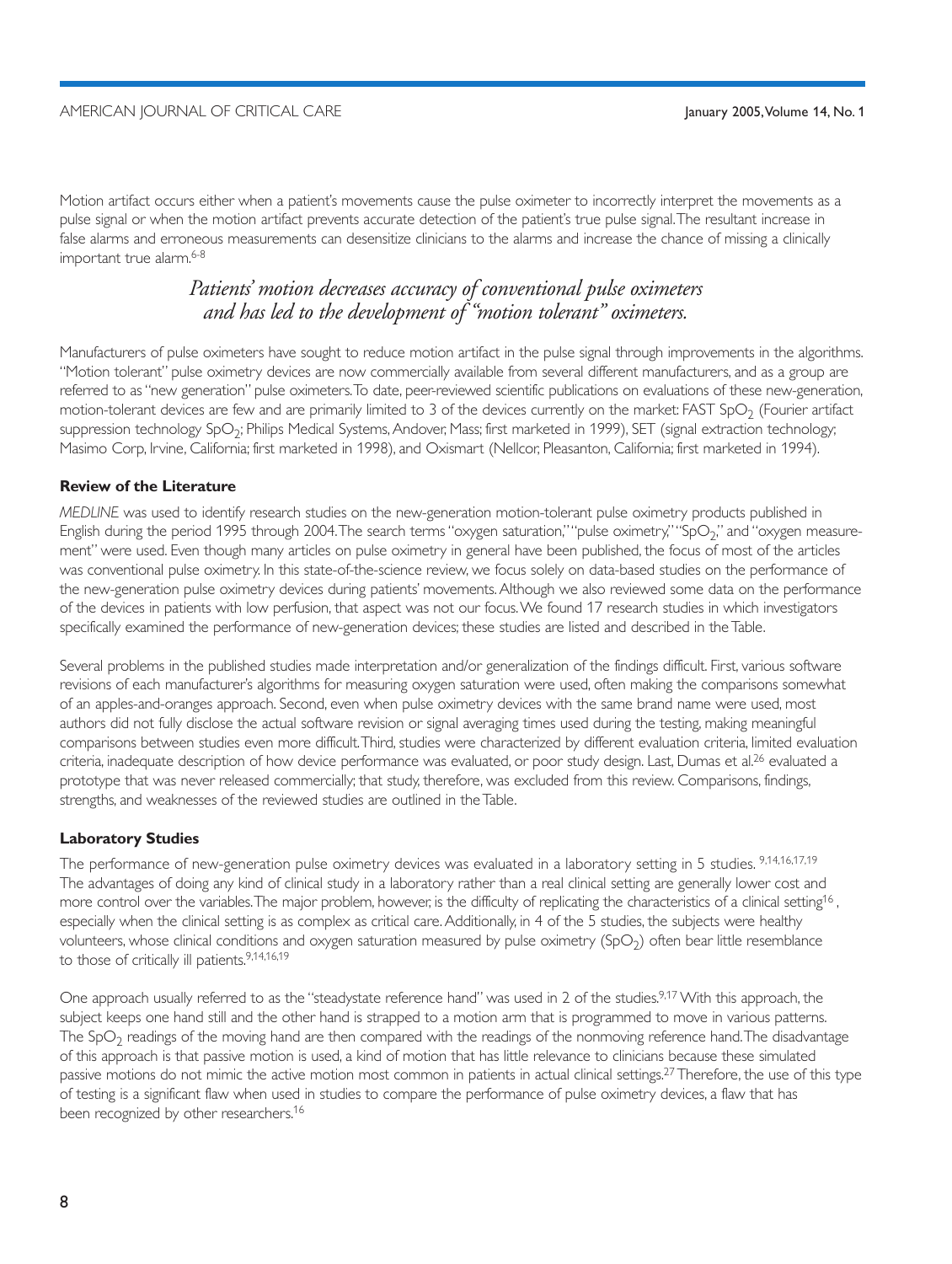Motion artifact occurs either when a patient's movements cause the pulse oximeter to incorrectly interpret the movements as a pulse signal or when the motion artifact prevents accurate detection of the patient's true pulse signal. The resultant increase in false alarms and erroneous measurements can desensitize clinicians to the alarms and increase the chance of missing a clinically important true alarm.[6-8]

*Patients' motion decreases accuracy of conventional pulse oximeters and has led to the development of "motion tolerant" oximeters.*

Manufacturers of pulse oximeters have sought to reduce motion artifact in the pulse signal through improvements in the algorithms. "Motion tolerant" pulse oximetry devices are now commercially available from several different manufacturers, and as a group are referred to as "new generation" pulse oximeters. To date, peer-reviewed scientific publications on evaluations of these new-generation, motion-tolerant devices are few and are primarily limited to 3 of the devices currently on the market: FAST $SpO_2$ (Fourier artifact suppression technology $SpO_2$; Philips Medical Systems, Andover, Mass; first marketed in 1999), SET (signal extraction technology; Masimo Corp, Irvine, California; first marketed in 1998), and Oxismart (Nellcor, Pleasanton, California; first marketed in 1994).

### Review of the Literature

*MEDLINE* was used to identify research studies on the new-generation motion-tolerant pulse oximetry products published in English during the period 1995 through 2004. The search terms "oxygen saturation," "pulse oximetry," "$SpO_2$," and "oxygen measurement" were used. Even though many articles on pulse oximetry in general have been published, the focus of most of the articles was conventional pulse oximetry. In this state-of-the-science review, we focus solely on data-based studies on the performance of the new-generation pulse oximetry devices during patients' movements. Although we also reviewed some data on the performance of the devices in patients with low perfusion, that aspect was not our focus. We found 17 research studies in which investigators specifically examined the performance of new-generation devices; these studies are listed and described in the Table.

Several problems in the published studies made interpretation and/or generalization of the findings difficult. First, various software revisions of each manufacturer's algorithms for measuring oxygen saturation were used, often making the comparisons somewhat of an apples-and-oranges approach. Second, even when pulse oximetry devices with the same brand name were used, most authors did not fully disclose the actual software revision or signal averaging times used during the testing, making meaningful comparisons between studies even more difficult. Third, studies were characterized by different evaluation criteria, limited evaluation criteria, inadequate description of how device performance was evaluated, or poor study design. Last, Dumas et al.[26] evaluated a prototype that was never released commercially; that study, therefore, was excluded from this review. Comparisons, findings, strengths, and weaknesses of the reviewed studies are outlined in the Table.

### Laboratory Studies

The performance of new-generation pulse oximetry devices was evaluated in a laboratory setting in 5 studies.[9,14,16,17,19] The advantages of doing any kind of clinical study in a laboratory rather than a real clinical setting are generally lower cost and more control over the variables. The major problem, however, is the difficulty of replicating the characteristics of a clinical setting[16], especially when the clinical setting is as complex as critical care. Additionally, in 4 of the 5 studies, the subjects were healthy volunteers, whose clinical conditions and oxygen saturation measured by pulse oximetry ($SpO_2$) often bear little resemblance to those of critically ill patients.[9,14,16,19]

One approach usually referred to as the "steadystate reference hand" was used in 2 of the studies.[9,17] With this approach, the subject keeps one hand still and the other hand is strapped to a motion arm that is programmed to move in various patterns. The $SpO_2$ readings of the moving hand are then compared with the readings of the nonmoving reference hand. The disadvantage of this approach is that passive motion is used, a kind of motion that has little relevance to clinicians because these simulated passive motions do not mimic the active motion most common in patients in actual clinical settings.[27] Therefore, the use of this type of testing is a significant flaw when used in studies to compare the performance of pulse oximetry devices, a flaw that has been recognized by other researchers.[16]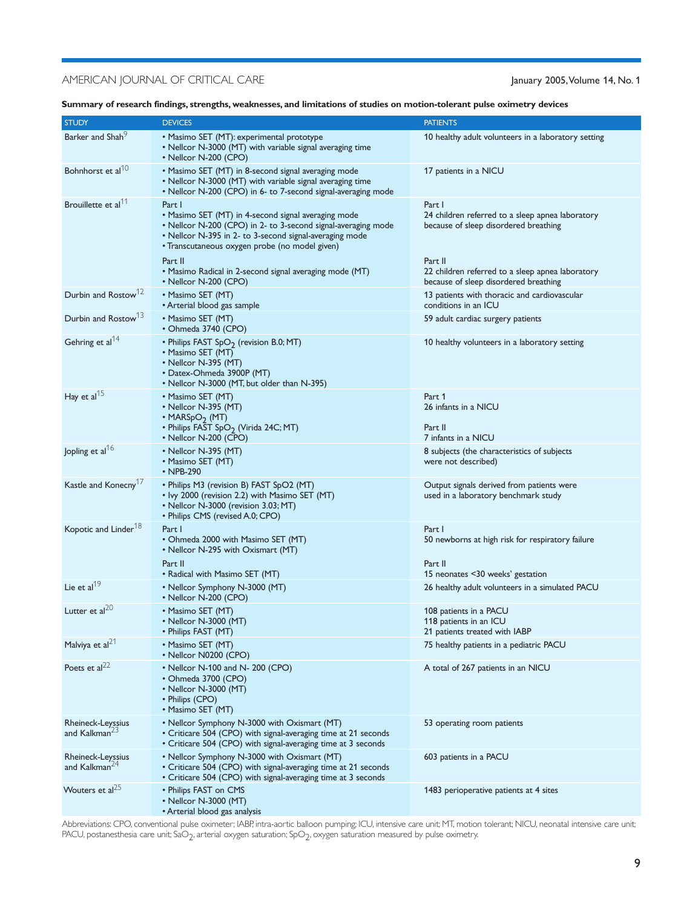**Summary of research findings, strengths, weaknesses, and limitations of studies on motion-tolerant pulse oximetry devices**

| STUDY | DEVICES | PATIENTS |
|---|---|---|
| Barker and Shah[9] | • Masimo SET (MT): experimental prototype<br>• Nellcor N-3000 (MT) with variable signal averaging time<br>• Nellcor N-200 (CPO) | 10 healthy adult volunteers in a laboratory setting |
| Bohnhorst et al[10] | • Masimo SET (MT) in 8-second signal averaging mode<br>• Nellcor N-3000 (MT) with variable signal averaging time<br>• Nellcor N-200 (CPO) in 6- to 7-second signal-averaging mode | 17 patients in a NICU |
| Brouillette et al[11] | Part I<br>• Masimo SET (MT) in 4-second signal averaging mode<br>• Nellcor N-200 (CPO) in 2- to 3-second signal-averaging mode<br>• Nellcor N-395 in 2- to 3-second signal-averaging mode<br>• Transcutaneous oxygen probe (no model given)<br><br>Part II<br>• Masimo Radical in 2-second signal averaging mode (MT)<br>• Nellcor N-200 (CPO) | Part I<br>24 children referred to a sleep apnea laboratory because of sleep disordered breathing<br><br>Part II<br>22 children referred to a sleep apnea laboratory because of sleep disordered breathing |
| Durbin and Rostow[12] | • Masimo SET (MT)<br>• Arterial blood gas sample | 13 patients with thoracic and cardiovascular conditions in an ICU |
| Durbin and Rostow[13] | • Masimo SET (MT)<br>• Ohmeda 3740 (CPO) | 59 adult cardiac surgery patients |
| Gehring et al[14] | • Philips FAST $SpO_2$ (revision B.0; MT)<br>• Masimo SET (MT)<br>• Nellcor N-395 (MT)<br>• Datex-Ohmeda 3900P (MT)<br>• Nellcor N-3000 (MT, but older than N-395) | 10 healthy volunteers in a laboratory setting |
| Hay et al[15] | • Masimo SET (MT)<br>• Nellcor N-395 (MT)<br>• MAR$SpO_2$ (MT)<br>• Philips FAST $SpO_2$ (Virida 24C; MT)<br>• Nellcor N-200 (CPO) | Part 1<br>26 infants in a NICU<br><br>Part II<br>7 infants in a NICU |
| Jopling et al[16] | • Nellcor N-395 (MT)<br>• Masimo SET (MT)<br>• NPB-290 | 8 subjects (the characteristics of subjects were not described) |
| Kastle and Konecny[17] | • Philips M3 (revision B) FAST SpO2 (MT)<br>• Ivy 2000 (revision 2.2) with Masimo SET (MT)<br>• Nellcor N-3000 (revision 3.03; MT)<br>• Philips CMS (revised A.0; CPO) | Output signals derived from patients were used in a laboratory benchmark study |
| Kopotic and Linder[18] | Part I<br>• Ohmeda 2000 with Masimo SET (MT)<br>• Nellcor N-295 with Oxismart (MT)<br><br>Part II<br>• Radical with Masimo SET (MT) | Part I<br>50 newborns at high risk for respiratory failure<br><br>Part II<br>15 neonates <30 weeks' gestation |
| Lie et al[19] | • Nellcor Symphony N-3000 (MT)<br>• Nellcor N-200 (CPO) | 26 healthy adult volunteers in a simulated PACU |
| Lutter et al[20] | • Masimo SET (MT)<br>• Nellcor N-3000 (MT)<br>• Philips FAST (MT) | 108 patients in a PACU<br>118 patients in an ICU<br>21 patients treated with IABP |
| Malviya et al[21] | • Masimo SET (MT)<br>• Nellcor N0200 (CPO) | 75 healthy patients in a pediatric PACU |
| Poets et al[22] | • Nellcor N-100 and N- 200 (CPO)<br>• Ohmeda 3700 (CPO)<br>• Nellcor N-3000 (MT)<br>• Philips (CPO)<br>• Masimo SET (MT) | A total of 267 patients in an NICU |
| Rheineck-Leyssius and Kalkman[23] | • Nellcor Symphony N-3000 with Oxismart (MT)<br>• Criticare 504 (CPO) with signal-averaging time at 21 seconds<br>• Criticare 504 (CPO) with signal-averaging time at 3 seconds | 53 operating room patients |
| Rheineck-Leyssius and Kalkman[24] | • Nellcor Symphony N-3000 with Oxismart (MT)<br>• Criticare 504 (CPO) with signal-averaging time at 21 seconds<br>• Criticare 504 (CPO) with signal-averaging time at 3 seconds | 603 patients in a PACU |
| Wouters et al[25] | • Philips FAST on CMS<br>• Nellcor N-3000 (MT)<br>• Arterial blood gas analysis | 1483 perioperative patients at 4 sites |

Abbreviations: CPO, conventional pulse oximeter; IABP, intra-aortic balloon pumping; ICU, intensive care unit; MT, motion tolerant; NICU, neonatal intensive care unit; PACU, postanesthesia care unit; $SaO_2$, arterial oxygen saturation; $SpO_2$, oxygen saturation measured by pulse oximetry.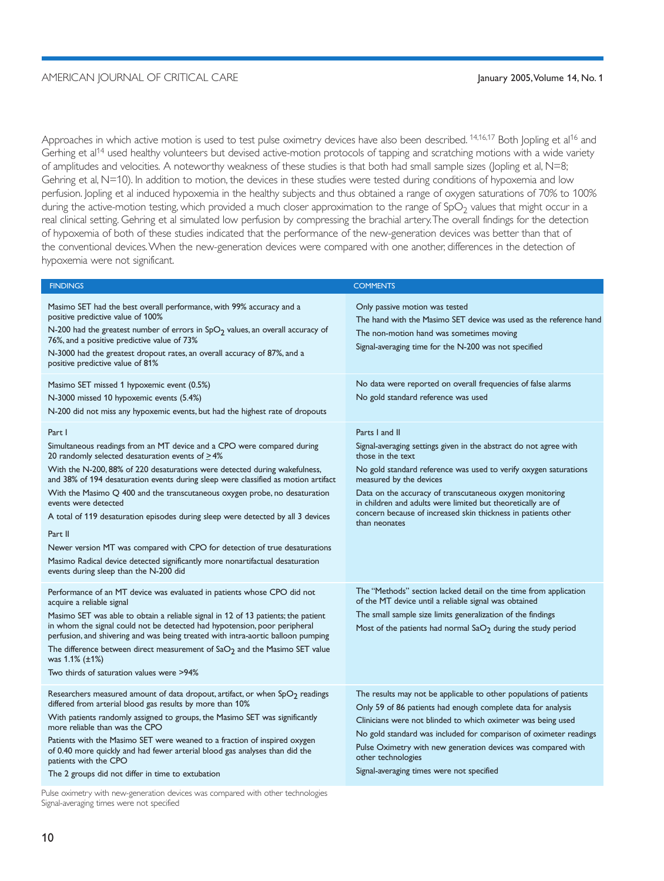Approaches in which active motion is used to test pulse oximetry devices have also been described.[14,16,17] Both Jopling et al[16] and Gerhing et al[14] used healthy volunteers but devised active-motion protocols of tapping and scratching motions with a wide variety of amplitudes and velocities. A noteworthy weakness of these studies is that both had small sample sizes (Jopling et al, N=8; Gehring et al, N=10). In addition to motion, the devices in these studies were tested during conditions of hypoxemia and low perfusion. Jopling et al induced hypoxemia in the healthy subjects and thus obtained a range of oxygen saturations of 70% to 100% during the active-motion testing, which provided a much closer approximation to the range of $SpO_2$ values that might occur in a real clinical setting. Gehring et al simulated low perfusion by compressing the brachial artery. The overall findings for the detection of hypoxemia of both of these studies indicated that the performance of the new-generation devices was better than that of the conventional devices. When the new-generation devices were compared with one another, differences in the detection of hypoxemia were not significant.

| FINDINGS | COMMENTS |
|---|---|
| Masimo SET had the best overall performance, with 99% accuracy and a positive predictive value of 100%<br>N-200 had the greatest number of errors in $SpO_2$ values, an overall accuracy of 76%, and a positive predictive value of 73%<br>N-3000 had the greatest dropout rates, an overall accuracy of 87%, and a positive predictive value of 81% | Only passive motion was tested<br>The hand with the Masimo SET device was used as the reference hand<br>The non-motion hand was sometimes moving<br>Signal-averaging time for the N-200 was not specified |
| Masimo SET missed 1 hypoxemic event (0.5%)<br>N-3000 missed 10 hypoxemic events (5.4%)<br>N-200 did not miss any hypoxemic events, but had the highest rate of dropouts | No data were reported on overall frequencies of false alarms<br>No gold standard reference was used |
| Part I<br>Simultaneous readings from an MT device and a CPO were compared during 20 randomly selected desaturation events of ≥4%<br>With the N-200, 88% of 220 desaturations were detected during wakefulness, and 38% of 194 desaturation events during sleep were classified as motion artifact<br>With the Masimo Q 400 and the transcutaneous oxygen probe, no desaturation events were detected<br>A total of 119 desaturation episodes during sleep were detected by all 3 devices<br>Part II<br>Newer version MT was compared with CPO for detection of true desaturations<br>Masimo Radical device detected significantly more nonartifactual desaturation events during sleep than the N-200 did | Parts I and II<br>Signal-averaging settings given in the abstract do not agree with those in the text<br>No gold standard reference was used to verify oxygen saturations measured by the devices<br>Data on the accuracy of transcutaneous oxygen monitoring in children and adults were limited but theoretically are of concern because of increased skin thickness in patients other than neonates |
| Performance of an MT device was evaluated in patients whose CPO did not acquire a reliable signal<br>Masimo SET was able to obtain a reliable signal in 12 of 13 patients; the patient in whom the signal could not be detected had hypotension, poor peripheral perfusion, and shivering and was being treated with intra-aortic balloon pumping<br>The difference between direct measurement of $SaO_2$ and the Masimo SET value was 1.1% (±1%)<br>Two thirds of saturation values were >94% | The "Methods" section lacked detail on the time from application of the MT device until a reliable signal was obtained<br>The small sample size limits generalization of the findings<br>Most of the patients had normal $SaO_2$ during the study period |
| Researchers measured amount of data dropout, artifact, or when $SpO_2$ readings differed from arterial blood gas results by more than 10%<br>With patients randomly assigned to groups, the Masimo SET was significantly more reliable than was the CPO<br>Patients with the Masimo SET were weaned to a fraction of inspired oxygen of 0.40 more quickly and had fewer arterial blood gas analyses than did the patients with the CPO<br>The 2 groups did not differ in time to extubation | The results may not be applicable to other populations of patients<br>Only 59 of 86 patients had enough complete data for analysis<br>Clinicians were not blinded to which oximeter was being used<br>No gold standard was included for comparison of oximeter readings<br>Pulse Oximetry with new generation devices was compared with other technologies<br>Signal-averaging times were not specified |

Pulse oximetry with new-generation devices was compared with other technologies
Signal-averaging times were not specified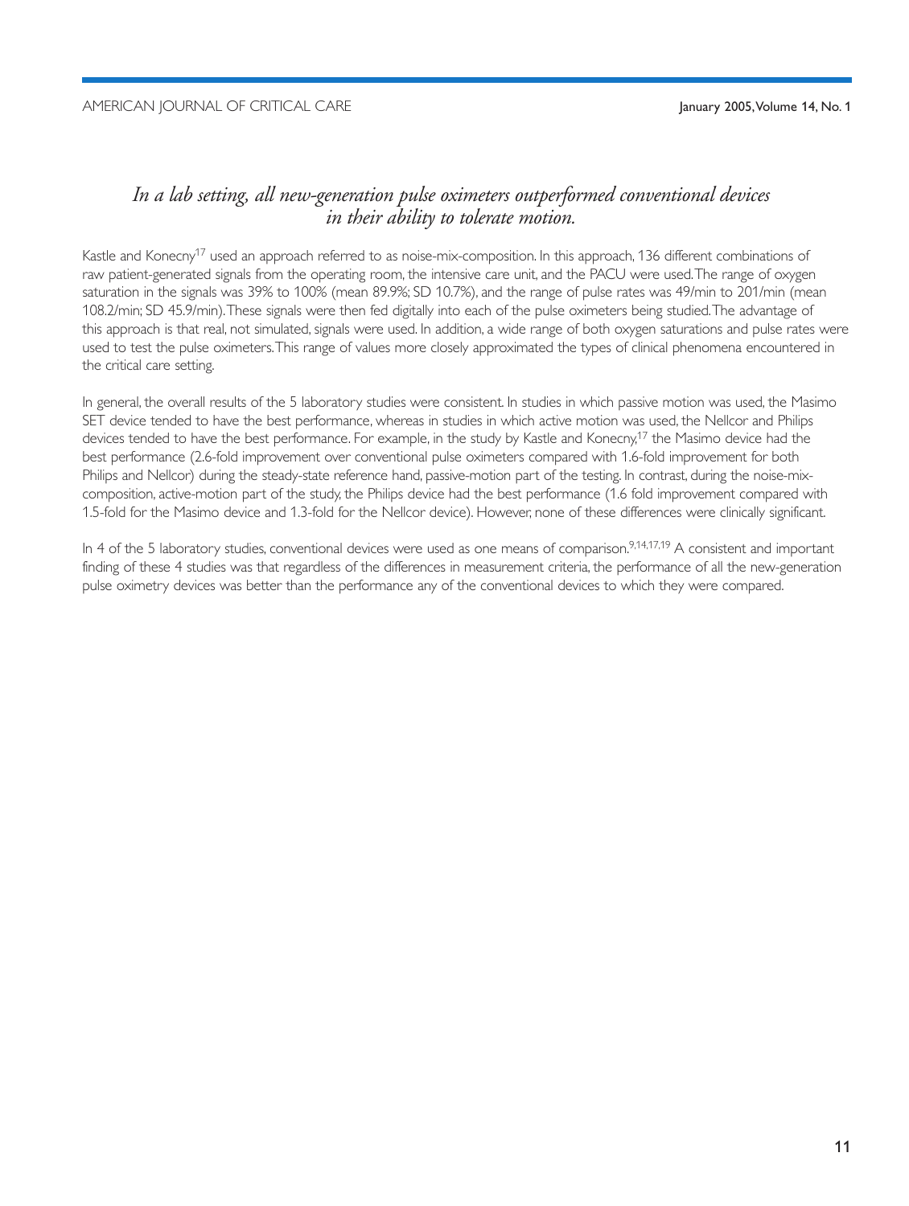*In a lab setting, all new-generation pulse oximeters outperformed conventional devices in their ability to tolerate motion.*

Kastle and Konecny[17] used an approach referred to as noise-mix-composition. In this approach, 136 different combinations of raw patient-generated signals from the operating room, the intensive care unit, and the PACU were used. The range of oxygen saturation in the signals was 39% to 100% (mean 89.9%; SD 10.7%), and the range of pulse rates was 49/min to 201/min (mean 108.2/min; SD 45.9/min). These signals were then fed digitally into each of the pulse oximeters being studied. The advantage of this approach is that real, not simulated, signals were used. In addition, a wide range of both oxygen saturations and pulse rates were used to test the pulse oximeters. This range of values more closely approximated the types of clinical phenomena encountered in the critical care setting.

In general, the overall results of the 5 laboratory studies were consistent. In studies in which passive motion was used, the Masimo SET device tended to have the best performance, whereas in studies in which active motion was used, the Nellcor and Philips devices tended to have the best performance. For example, in the study by Kastle and Konecny,[17] the Masimo device had the best performance (2.6-fold improvement over conventional pulse oximeters compared with 1.6-fold improvement for both Philips and Nellcor) during the steady-state reference hand, passive-motion part of the testing. In contrast, during the noise-mix-composition, active-motion part of the study, the Philips device had the best performance (1.6 fold improvement compared with 1.5-fold for the Masimo device and 1.3-fold for the Nellcor device). However, none of these differences were clinically significant.

In 4 of the 5 laboratory studies, conventional devices were used as one means of comparison.[9,14,17,19] A consistent and important finding of these 4 studies was that regardless of the differences in measurement criteria, the performance of all the new-generation pulse oximetry devices was better than the performance any of the conventional devices to which they were compared.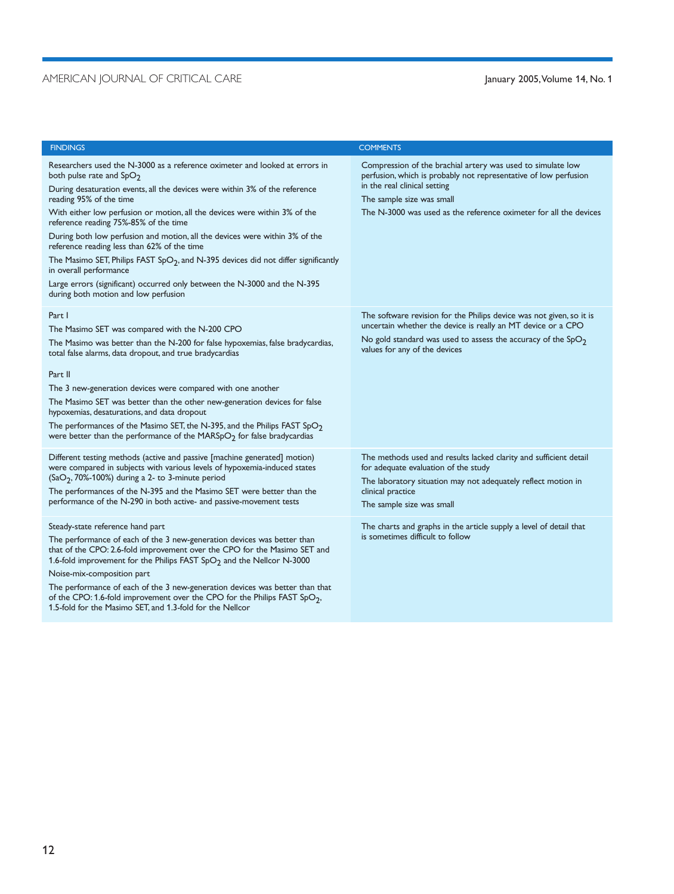| FINDINGS | COMMENTS |
| --- | --- |
| Researchers used the N-3000 as a reference oximeter and looked at errors in both pulse rate and $SpO_2$<br>During desaturation events, all the devices were within 3% of the reference reading 95% of the time<br>With either low perfusion or motion, all the devices were within 3% of the reference reading 75%-85% of the time<br>During both low perfusion and motion, all the devices were within 3% of the reference reading less than 62% of the time<br>The Masimo SET, Philips FAST $SpO_2$, and N-395 devices did not differ significantly in overall performance<br>Large errors (significant) occurred only between the N-3000 and the N-395 during both motion and low perfusion | Compression of the brachial artery was used to simulate low perfusion, which is probably not representative of low perfusion in the real clinical setting<br>The sample size was small<br>The N-3000 was used as the reference oximeter for all the devices |
| Part I<br>The Masimo SET was compared with the N-200 CPO<br>The Masimo was better than the N-200 for false hypoxemias, false bradycardias, total false alarms, data dropout, and true bradycardias<br>Part II<br>The 3 new-generation devices were compared with one another<br>The Masimo SET was better than the other new-generation devices for false hypoxemias, desaturations, and data dropout<br>The performances of the Masimo SET, the N-395, and the Philips FAST $SpO_2$ were better than the performance of the MAR$SpO_2$ for false bradycardias | The software revision for the Philips device was not given, so it is uncertain whether the device is really an MT device or a CPO<br>No gold standard was used to assess the accuracy of the $SpO_2$ values for any of the devices |
| Different testing methods (active and passive [machine generated] motion) were compared in subjects with various levels of hypoxemia-induced states ($SaO_2$, 70%-100%) during a 2- to 3-minute period<br>The performances of the N-395 and the Masimo SET were better than the performance of the N-290 in both active- and passive-movement tests | The methods used and results lacked clarity and sufficient detail for adequate evaluation of the study<br>The laboratory situation may not adequately reflect motion in clinical practice<br>The sample size was small |
| Steady-state reference hand part<br>The performance of each of the 3 new-generation devices was better than that of the CPO: 2.6-fold improvement over the CPO for the Masimo SET and 1.6-fold improvement for the Philips FAST $SpO_2$ and the Nellcor N-3000<br>Noise-mix-composition part<br>The performance of each of the 3 new-generation devices was better than that of the CPO: 1.6-fold improvement over the CPO for the Philips FAST $SpO_2$, 1.5-fold for the Masimo SET, and 1.3-fold for the Nellcor | The charts and graphs in the article supply a level of detail that is sometimes difficult to follow |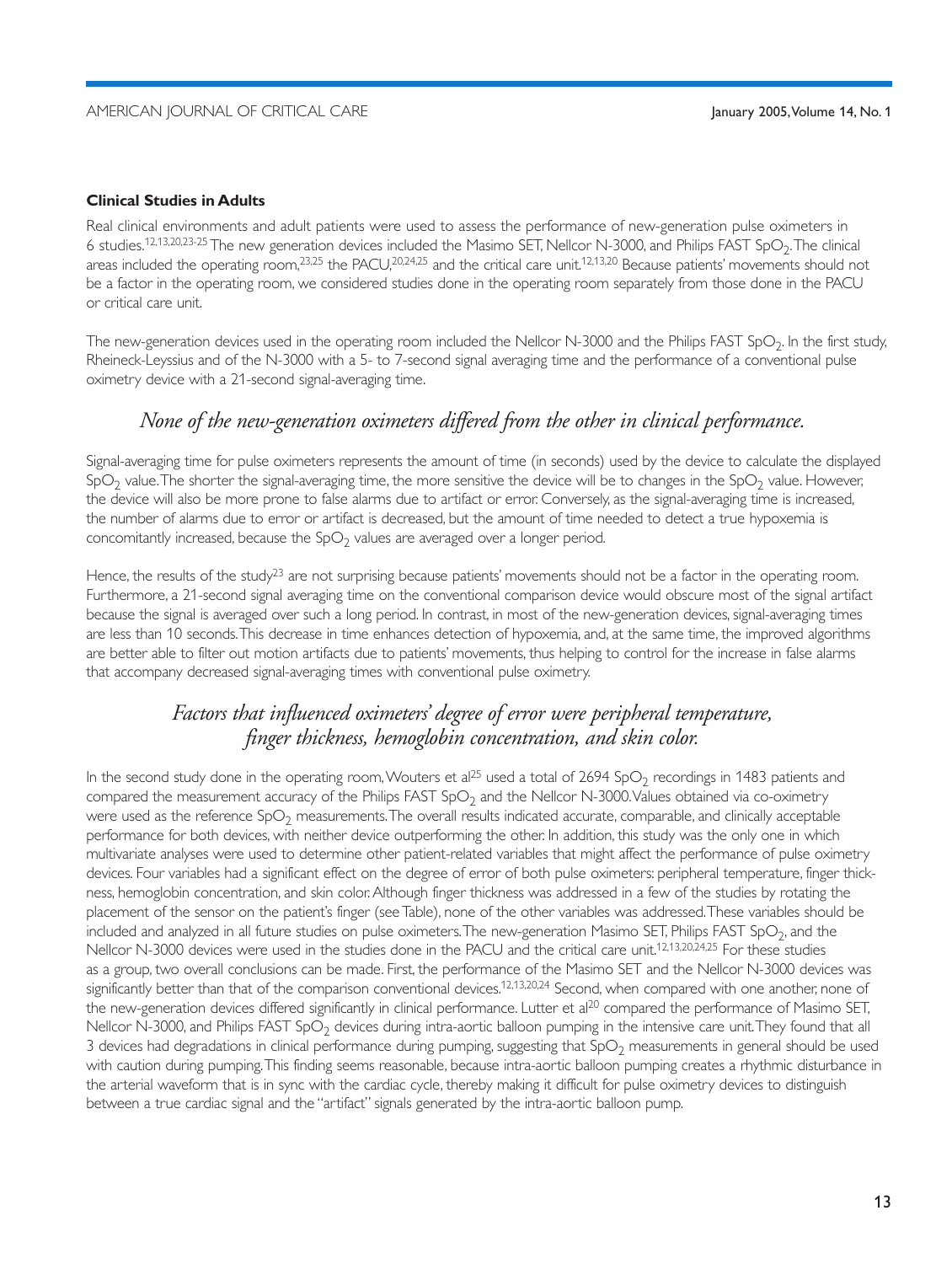### Clinical Studies in Adults

Real clinical environments and adult patients were used to assess the performance of new-generation pulse oximeters in 6 studies.[12,13,20,23-25] The new generation devices included the Masimo SET, Nellcor N-3000, and Philips FAST $SpO_2$. The clinical areas included the operating room,[23,25] the PACU,[20,24,25] and the critical care unit.[12,13,20] Because patients' movements should not be a factor in the operating room, we considered studies done in the operating room separately from those done in the PACU or critical care unit.

The new-generation devices used in the operating room included the Nellcor N-3000 and the Philips FAST $SpO_2$. In the first study, Rheineck-Leyssius and of the N-3000 with a 5- to 7-second signal averaging time and the performance of a conventional pulse oximetry device with a 21-second signal-averaging time.

*None of the new-generation oximeters differed from the other in clinical performance.*

Signal-averaging time for pulse oximeters represents the amount of time (in seconds) used by the device to calculate the displayed $SpO_2$ value. The shorter the signal-averaging time, the more sensitive the device will be to changes in the $SpO_2$ value. However, the device will also be more prone to false alarms due to artifact or error. Conversely, as the signal-averaging time is increased, the number of alarms due to error or artifact is decreased, but the amount of time needed to detect a true hypoxemia is concomitantly increased, because the $SpO_2$ values are averaged over a longer period.

Hence, the results of the study[23] are not surprising because patients' movements should not be a factor in the operating room. Furthermore, a 21-second signal averaging time on the conventional comparison device would obscure most of the signal artifact because the signal is averaged over such a long period. In contrast, in most of the new-generation devices, signal-averaging times are less than 10 seconds. This decrease in time enhances detection of hypoxemia, and, at the same time, the improved algorithms are better able to filter out motion artifacts due to patients' movements, thus helping to control for the increase in false alarms that accompany decreased signal-averaging times with conventional pulse oximetry.

*Factors that influenced oximeters' degree of error were peripheral temperature, finger thickness, hemoglobin concentration, and skin color.*

In the second study done in the operating room, Wouters et al[25] used a total of 2694 $SpO_2$ recordings in 1483 patients and compared the measurement accuracy of the Philips FAST $SpO_2$ and the Nellcor N-3000. Values obtained via co-oximetry were used as the reference $SpO_2$ measurements. The overall results indicated accurate, comparable, and clinically acceptable performance for both devices, with neither device outperforming the other. In addition, this study was the only one in which multivariate analyses were used to determine other patient-related variables that might affect the performance of pulse oximetry devices. Four variables had a significant effect on the degree of error of both pulse oximeters: peripheral temperature, finger thickness, hemoglobin concentration, and skin color. Although finger thickness was addressed in a few of the studies by rotating the placement of the sensor on the patient's finger (see Table), none of the other variables was addressed. These variables should be included and analyzed in all future studies on pulse oximeters. The new-generation Masimo SET, Philips FAST $SpO_2$, and the Nellcor N-3000 devices were used in the studies done in the PACU and the critical care unit.[12,13,20,24,25] For these studies as a group, two overall conclusions can be made. First, the performance of the Masimo SET and the Nellcor N-3000 devices was significantly better than that of the comparison conventional devices.[12,13,20,24] Second, when compared with one another, none of the new-generation devices differed significantly in clinical performance. Lutter et al[20] compared the performance of Masimo SET, Nellcor N-3000, and Philips FAST $SpO_2$ devices during intra-aortic balloon pumping in the intensive care unit. They found that all 3 devices had degradations in clinical performance during pumping, suggesting that $SpO_2$ measurements in general should be used with caution during pumping. This finding seems reasonable, because intra-aortic balloon pumping creates a rhythmic disturbance in the arterial waveform that is in sync with the cardiac cycle, thereby making it difficult for pulse oximetry devices to distinguish between a true cardiac signal and the "artifact" signals generated by the intra-aortic balloon pump.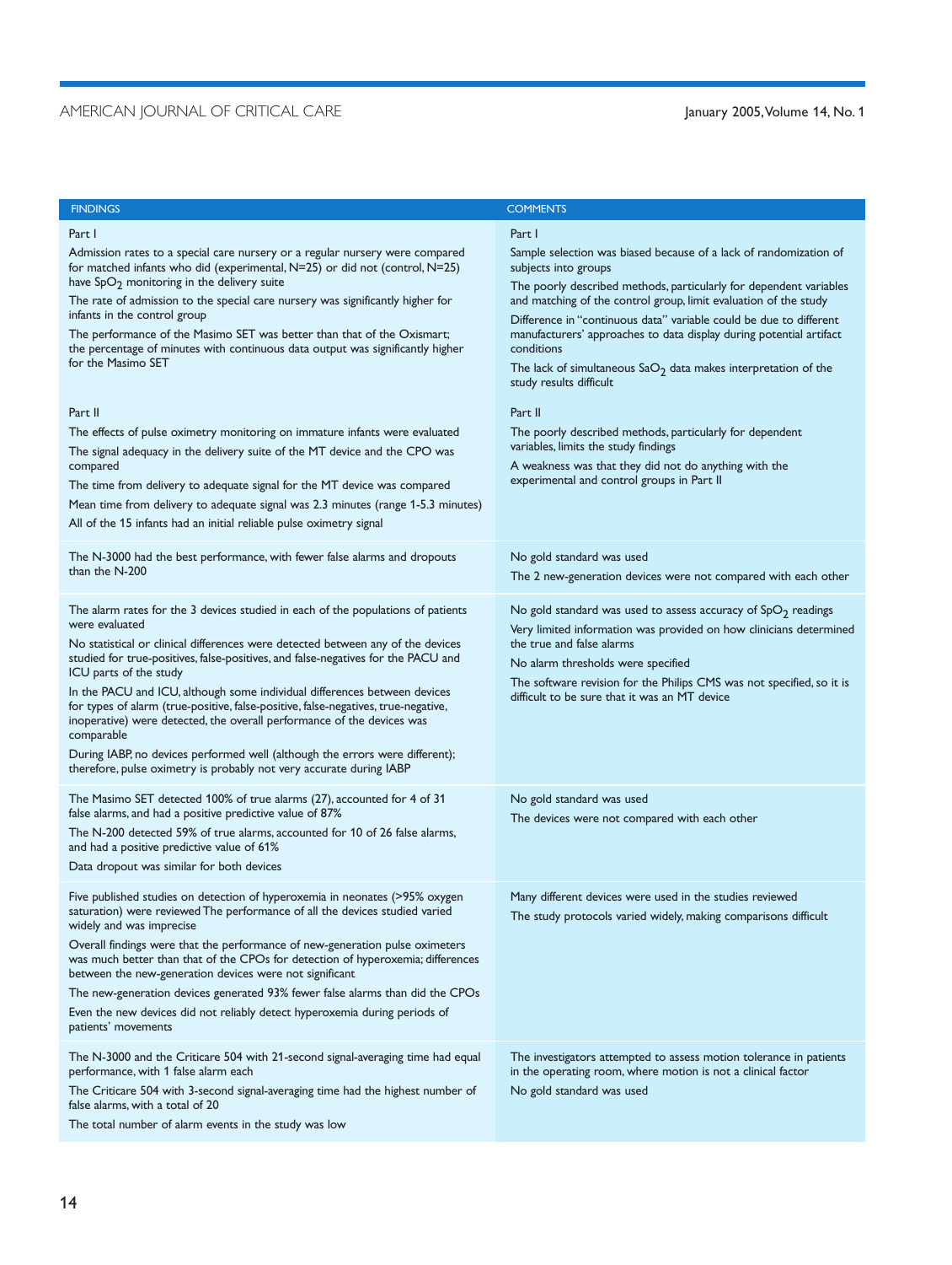| FINDINGS | COMMENTS |
|---|---|
| Part I<br>Admission rates to a special care nursery or a regular nursery were compared for matched infants who did (experimental, N=25) or did not (control, N=25) have $SpO_2$ monitoring in the delivery suite<br>The rate of admission to the special care nursery was significantly higher for infants in the control group<br>The performance of the Masimo SET was better than that of the Oxismart; the percentage of minutes with continuous data output was significantly higher for the Masimo SET | Part I<br>Sample selection was biased because of a lack of randomization of subjects into groups<br>The poorly described methods, particularly for dependent variables and matching of the control group, limit evaluation of the study<br>Difference in "continuous data" variable could be due to different manufacturers' approaches to data display during potential artifact conditions<br>The lack of simultaneous $SaO_2$ data makes interpretation of the study results difficult |
| Part II<br>The effects of pulse oximetry monitoring on immature infants were evaluated<br>The signal adequacy in the delivery suite of the MT device and the CPO was compared<br>The time from delivery to adequate signal for the MT device was compared<br>Mean time from delivery to adequate signal was 2.3 minutes (range 1-5.3 minutes)<br>All of the 15 infants had an initial reliable pulse oximetry signal | Part II<br>The poorly described methods, particularly for dependent variables, limits the study findings<br>A weakness was that they did not do anything with the experimental and control groups in Part II |
| The N-3000 had the best performance, with fewer false alarms and dropouts than the N-200 | No gold standard was used<br>The 2 new-generation devices were not compared with each other |
| The alarm rates for the 3 devices studied in each of the populations of patients were evaluated<br>No statistical or clinical differences were detected between any of the devices studied for true-positives, false-positives, and false-negatives for the PACU and ICU parts of the study<br>In the PACU and ICU, although some individual differences between devices for types of alarm (true-positive, false-positive, false-negatives, true-negative, inoperative) were detected, the overall performance of the devices was comparable<br>During IABP, no devices performed well (although the errors were different); therefore, pulse oximetry is probably not very accurate during IABP | No gold standard was used to assess accuracy of $SpO_2$ readings<br>Very limited information was provided on how clinicians determined the true and false alarms<br>No alarm thresholds were specified<br>The software revision for the Philips CMS was not specified, so it is difficult to be sure that it was an MT device |
| The Masimo SET detected 100% of true alarms (27), accounted for 4 of 31 false alarms, and had a positive predictive value of 87%<br>The N-200 detected 59% of true alarms, accounted for 10 of 26 false alarms, and had a positive predictive value of 61%<br>Data dropout was similar for both devices | No gold standard was used<br>The devices were not compared with each other |
| Five published studies on detection of hyperoxemia in neonates (>95% oxygen saturation) were reviewed The performance of all the devices studied varied widely and was imprecise<br>Overall findings were that the performance of new-generation pulse oximeters was much better than that of the CPOs for detection of hyperoxemia; differences between the new-generation devices were not significant<br>The new-generation devices generated 93% fewer false alarms than did the CPOs<br>Even the new devices did not reliably detect hyperoxemia during periods of patients' movements | Many different devices were used in the studies reviewed<br>The study protocols varied widely, making comparisons difficult |
| The N-3000 and the Criticare 504 with 21-second signal-averaging time had equal performance, with 1 false alarm each<br>The Criticare 504 with 3-second signal-averaging time had the highest number of false alarms, with a total of 20<br>The total number of alarm events in the study was low | The investigators attempted to assess motion tolerance in patients in the operating room, where motion is not a clinical factor<br>No gold standard was used |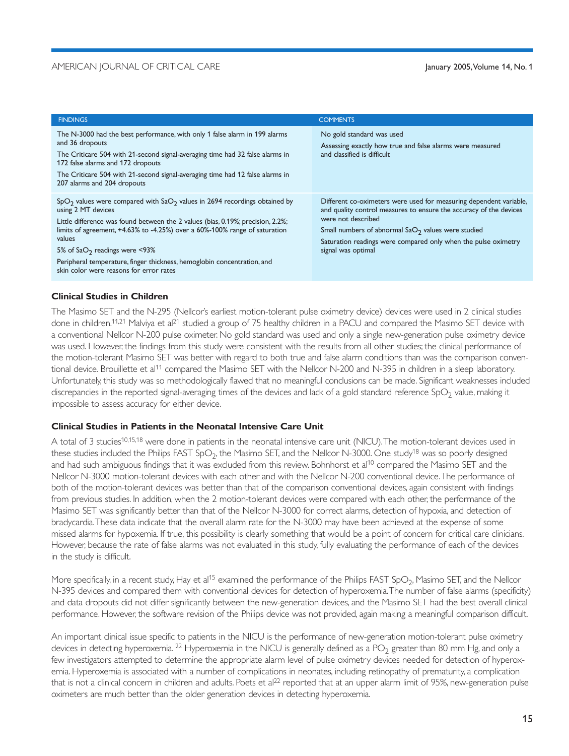| FINDINGS | COMMENTS |
|---|---|
| The N-3000 had the best performance, with only 1 false alarm in 199 alarms and 36 dropouts<br>The Criticare 504 with 21-second signal-averaging time had 32 false alarms in 172 false alarms and 172 dropouts<br>The Criticare 504 with 21-second signal-averaging time had 12 false alarms in 207 alarms and 204 dropouts | No gold standard was used<br>Assessing exactly how true and false alarms were measured and classified is difficult |
| $SpO_2$ values were compared with $SaO_2$ values in 2694 recordings obtained by using 2 MT devices<br>Little difference was found between the 2 values (bias, 0.19%; precision, 2.2%; limits of agreement, +4.63% to -4.25%) over a 60%-100% range of saturation values<br>5% of $SaO_2$ readings were <93%<br>Peripheral temperature, finger thickness, hemoglobin concentration, and skin color were reasons for error rates | Different co-oximeters were used for measuring dependent variable, and quality control measures to ensure the accuracy of the devices were not described<br>Small numbers of abnormal $SaO_2$ values were studied<br>Saturation readings were compared only when the pulse oximetry signal was optimal |

### Clinical Studies in Children

The Masimo SET and the N-295 (Nellcor's earliest motion-tolerant pulse oximetry device) devices were used in 2 clinical studies done in children.[11,21] Malviya et al[21] studied a group of 75 healthy children in a PACU and compared the Masimo SET device with a conventional Nellcor N-200 pulse oximeter. No gold standard was used and only a single new-generation pulse oximetry device was used. However, the findings from this study were consistent with the results from all other studies; the clinical performance of the motion-tolerant Masimo SET was better with regard to both true and false alarm conditions than was the comparison conventional device. Brouillette et al[11] compared the Masimo SET with the Nellcor N-200 and N-395 in children in a sleep laboratory. Unfortunately, this study was so methodologically flawed that no meaningful conclusions can be made. Significant weaknesses included discrepancies in the reported signal-averaging times of the devices and lack of a gold standard reference $SpO_2$ value, making it impossible to assess accuracy for either device.

### Clinical Studies in Patients in the Neonatal Intensive Care Unit

A total of 3 studies[10,15,18] were done in patients in the neonatal intensive care unit (NICU). The motion-tolerant devices used in these studies included the Philips FAST $SpO_2$, the Masimo SET, and the Nellcor N-3000. One study[18] was so poorly designed and had such ambiguous findings that it was excluded from this review. Bohnhorst et al[10] compared the Masimo SET and the Nellcor N-3000 motion-tolerant devices with each other and with the Nellcor N-200 conventional device. The performance of both of the motion-tolerant devices was better than that of the comparison conventional devices, again consistent with findings from previous studies. In addition, when the 2 motion-tolerant devices were compared with each other, the performance of the Masimo SET was significantly better than that of the Nellcor N-3000 for correct alarms, detection of hypoxia, and detection of bradycardia. These data indicate that the overall alarm rate for the N-3000 may have been achieved at the expense of some missed alarms for hypoxemia. If true, this possibility is clearly something that would be a point of concern for critical care clinicians. However, because the rate of false alarms was not evaluated in this study, fully evaluating the performance of each of the devices in the study is difficult.

More specifically, in a recent study, Hay et al[15] examined the performance of the Philips FAST $SpO_2$, Masimo SET, and the Nellcor N-395 devices and compared them with conventional devices for detection of hyperoxemia. The number of false alarms (specificity) and data dropouts did not differ significantly between the new-generation devices, and the Masimo SET had the best overall clinical performance. However, the software revision of the Philips device was not provided, again making a meaningful comparison difficult.

An important clinical issue specific to patients in the NICU is the performance of new-generation motion-tolerant pulse oximetry devices in detecting hyperoxemia.[22] Hyperoxemia in the NICU is generally defined as a $PO_2$ greater than 80 mm Hg, and only a few investigators attempted to determine the appropriate alarm level of pulse oximetry devices needed for detection of hyperoxemia. Hyperoxemia is associated with a number of complications in neonates, including retinopathy of prematurity, a complication that is not a clinical concern in children and adults. Poets et al[22] reported that at an upper alarm limit of 95%, new-generation pulse oximeters are much better than the older generation devices in detecting hyperoxemia.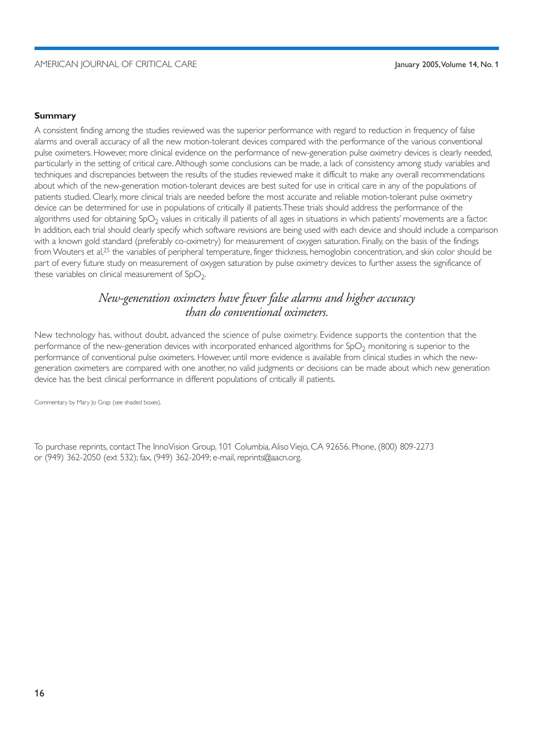### Summary

A consistent finding among the studies reviewed was the superior performance with regard to reduction in frequency of false alarms and overall accuracy of all the new motion-tolerant devices compared with the performance of the various conventional pulse oximeters. However, more clinical evidence on the performance of new-generation pulse oximetry devices is clearly needed, particularly in the setting of critical care. Although some conclusions can be made, a lack of consistency among study variables and techniques and discrepancies between the results of the studies reviewed make it difficult to make any overall recommendations about which of the new-generation motion-tolerant devices are best suited for use in critical care in any of the populations of patients studied. Clearly, more clinical trials are needed before the most accurate and reliable motion-tolerant pulse oximetry device can be determined for use in populations of critically ill patients. These trials should address the performance of the algorithms used for obtaining $SpO_2$ values in critically ill patients of all ages in situations in which patients' movements are a factor. In addition, each trial should clearly specify which software revisions are being used with each device and should include a comparison with a known gold standard (preferably co-oximetry) for measurement of oxygen saturation. Finally, on the basis of the findings from Wouters et al,[25] the variables of peripheral temperature, finger thickness, hemoglobin concentration, and skin color should be part of every future study on measurement of oxygen saturation by pulse oximetry devices to further assess the significance of these variables on clinical measurement of $SpO_2$.

*New-generation oximeters have fewer false alarms and higher accuracy than do conventional oximeters.*

New technology has, without doubt, advanced the science of pulse oximetry. Evidence supports the contention that the performance of the new-generation devices with incorporated enhanced algorithms for $SpO_2$ monitoring is superior to the performance of conventional pulse oximeters. However, until more evidence is available from clinical studies in which the new-generation oximeters are compared with one another, no valid judgments or decisions can be made about which new generation device has the best clinical performance in different populations of critically ill patients.

Commentary by Mary Jo Grap (see shaded boxes).

To purchase reprints, contact The InnoVision Group, 101 Columbia, Aliso Viejo, CA 92656. Phone, (800) 809-2273 or (949) 362-2050 (ext 532); fax, (949) 362-2049; e-mail, reprints@aacn.org.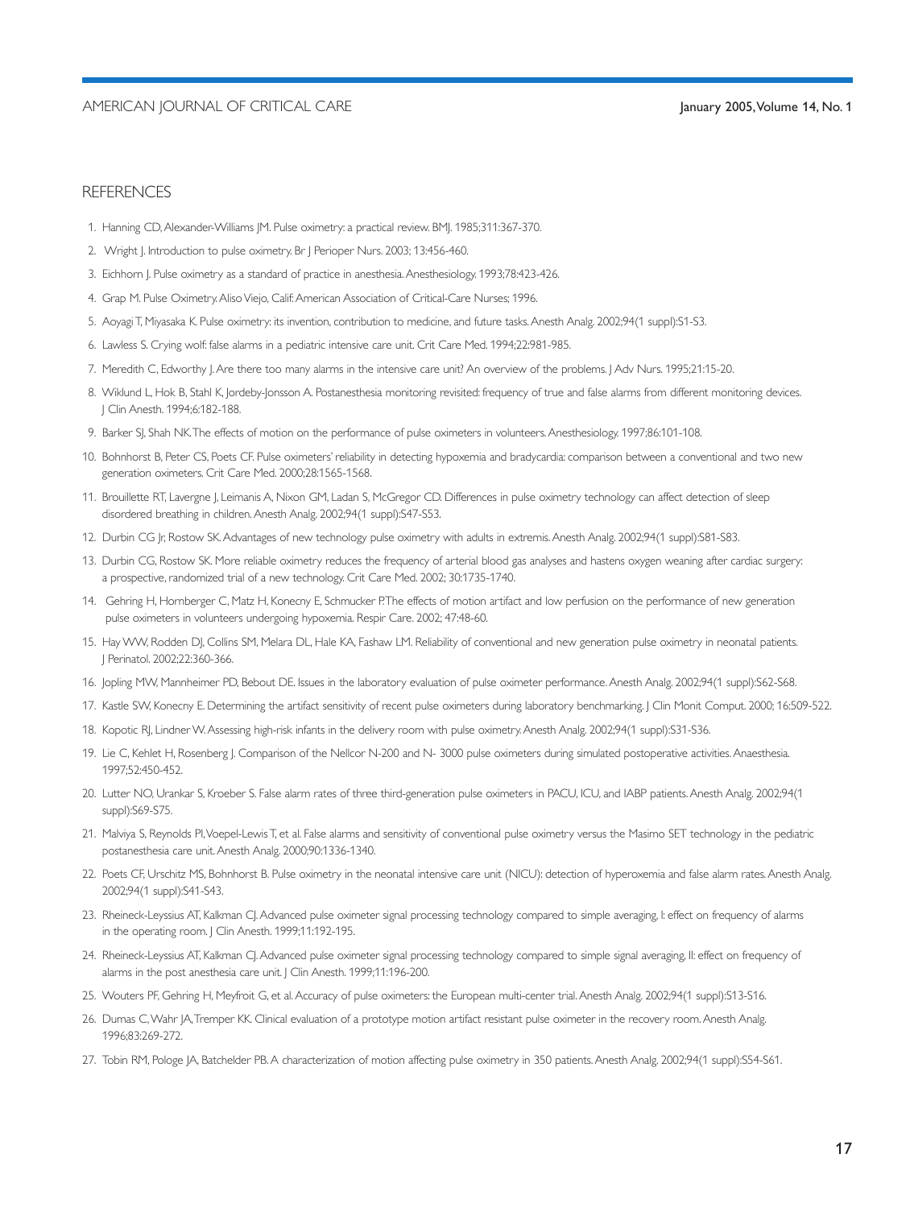## REFERENCES

1. Hanning CD, Alexander-Williams JM. Pulse oximetry: a practical review. BMJ. 1985;311:367-370.
2. Wright J. Introduction to pulse oximetry. Br J Perioper Nurs. 2003; 13:456-460.
3. Eichhorn J. Pulse oximetry as a standard of practice in anesthesia. Anesthesiology. 1993;78:423-426.
4. Grap M. Pulse Oximetry. Aliso Viejo, Calif: American Association of Critical-Care Nurses; 1996.
5. Aoyagi T, Miyasaka K. Pulse oximetry: its invention, contribution to medicine, and future tasks. Anesth Analg. 2002;94(1 suppl):S1-S3.
6. Lawless S. Crying wolf: false alarms in a pediatric intensive care unit. Crit Care Med. 1994;22:981-985.
7. Meredith C, Edworthy J. Are there too many alarms in the intensive care unit? An overview of the problems. J Adv Nurs. 1995;21:15-20.
8. Wiklund L, Hok B, Stahl K, Jordeby-Jonsson A. Postanesthesia monitoring revisited: frequency of true and false alarms from different monitoring devices. J Clin Anesth. 1994;6:182-188.
9. Barker SJ, Shah NK. The effects of motion on the performance of pulse oximeters in volunteers. Anesthesiology. 1997;86:101-108.
10. Bohnhorst B, Peter CS, Poets CF. Pulse oximeters' reliability in detecting hypoxemia and bradycardia: comparison between a conventional and two new generation oximeters. Crit Care Med. 2000;28:1565-1568.
11. Brouillette RT, Lavergne J, Leimanis A, Nixon GM, Ladan S, McGregor CD. Differences in pulse oximetry technology can affect detection of sleep disordered breathing in children. Anesth Analg. 2002;94(1 suppl):S47-S53.
12. Durbin CG Jr, Rostow SK. Advantages of new technology pulse oximetry with adults in extremis. Anesth Analg. 2002;94(1 suppl):S81-S83.
13. Durbin CG, Rostow SK. More reliable oximetry reduces the frequency of arterial blood gas analyses and hastens oxygen weaning after cardiac surgery: a prospective, randomized trial of a new technology. Crit Care Med. 2002; 30:1735-1740.
14. Gehring H, Hornberger C, Matz H, Konecny E, Schmucker P. The effects of motion artifact and low perfusion on the performance of new generation pulse oximeters in volunteers undergoing hypoxemia. Respir Care. 2002; 47:48-60.
15. Hay WW, Rodden DJ, Collins SM, Melara DL, Hale KA, Fashaw LM. Reliability of conventional and new generation pulse oximetry in neonatal patients. J Perinatol. 2002;22:360-366.
16. Jopling MW, Mannheimer PD, Bebout DE. Issues in the laboratory evaluation of pulse oximeter performance. Anesth Analg. 2002;94(1 suppl):S62-S68.
17. Kastle SW, Konecny E. Determining the artifact sensitivity of recent pulse oximeters during laboratory benchmarking. J Clin Monit Comput. 2000; 16:509-522.
18. Kopotic RJ, Lindner W. Assessing high-risk infants in the delivery room with pulse oximetry. Anesth Analg. 2002;94(1 suppl):S31-S36.
19. Lie C, Kehlet H, Rosenberg J. Comparison of the Nellcor N-200 and N- 3000 pulse oximeters during simulated postoperative activities. Anaesthesia. 1997;52:450-452.
20. Lutter NO, Urankar S, Kroeber S. False alarm rates of three third-generation pulse oximeters in PACU, ICU, and IABP patients. Anesth Analg. 2002;94(1 suppl):S69-S75.
21. Malviya S, Reynolds PI, Voepel-Lewis T, et al. False alarms and sensitivity of conventional pulse oximetry versus the Masimo SET technology in the pediatric postanesthesia care unit. Anesth Analg. 2000;90:1336-1340.
22. Poets CF, Urschitz MS, Bohnhorst B. Pulse oximetry in the neonatal intensive care unit (NICU): detection of hyperoxemia and false alarm rates. Anesth Analg. 2002;94(1 suppl):S41-S43.
23. Rheineck-Leyssius AT, Kalkman CJ. Advanced pulse oximeter signal processing technology compared to simple averaging, I: effect on frequency of alarms in the operating room. J Clin Anesth. 1999;11:192-195.
24. Rheineck-Leyssius AT, Kalkman CJ. Advanced pulse oximeter signal processing technology compared to simple signal averaging, II: effect on frequency of alarms in the post anesthesia care unit. J Clin Anesth. 1999;11:196-200.
25. Wouters PF, Gehring H, Meyfroit G, et al. Accuracy of pulse oximeters: the European multi-center trial. Anesth Analg. 2002;94(1 suppl):S13-S16.
26. Dumas C, Wahr JA, Tremper KK. Clinical evaluation of a prototype motion artifact resistant pulse oximeter in the recovery room. Anesth Analg. 1996;83:269-272.
27. Tobin RM, Pologe JA, Batchelder PB. A characterization of motion affecting pulse oximetry in 350 patients. Anesth Analg. 2002;94(1 suppl):S54-S61.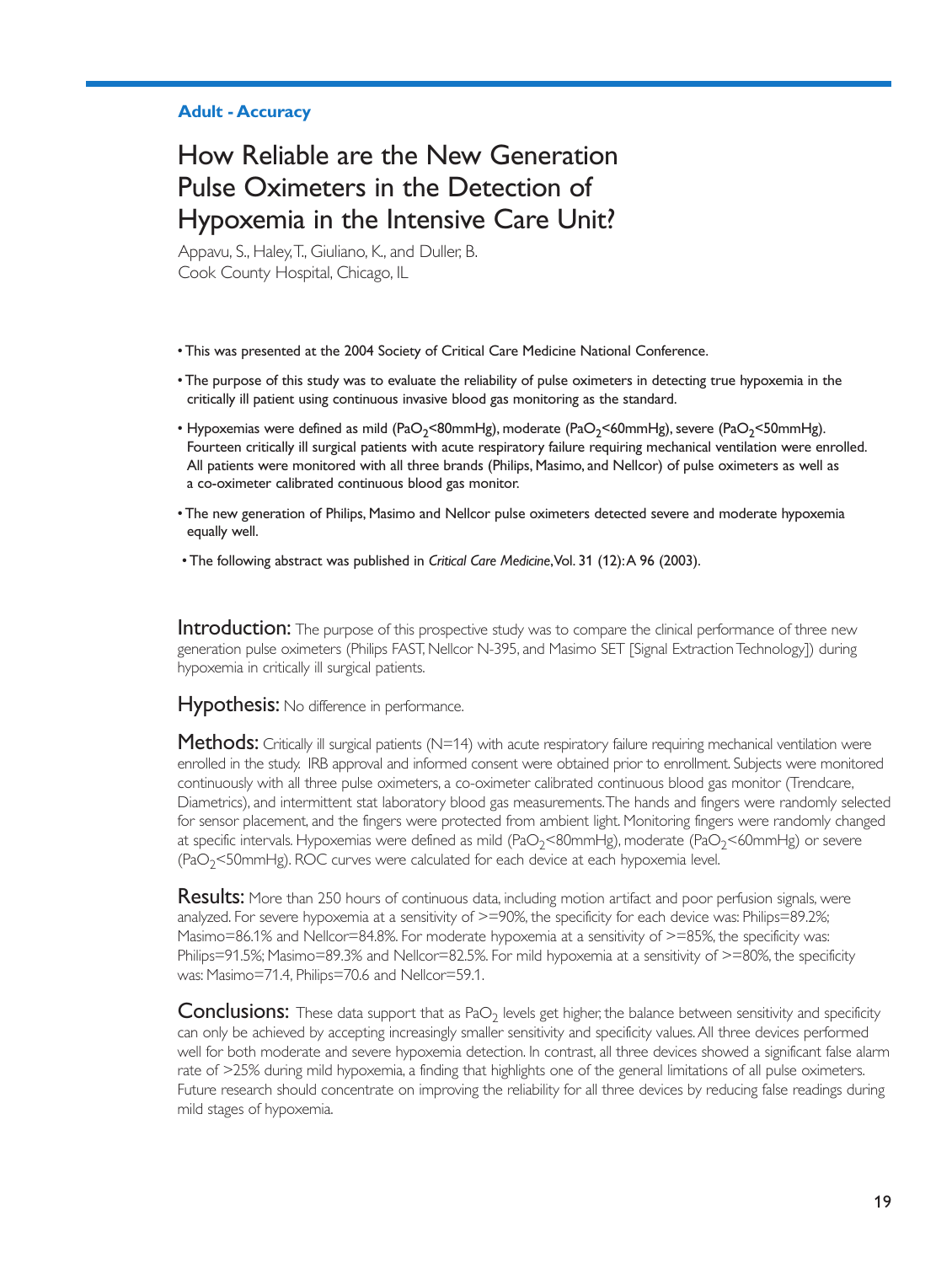**Adult - Accuracy**

# How Reliable are the New Generation Pulse Oximeters in the Detection of Hypoxemia in the Intensive Care Unit?

Appavu, S., Haley, T., Giuliano, K., and Duller, B.
Cook County Hospital, Chicago, IL

- This was presented at the 2004 Society of Critical Care Medicine National Conference.
- The purpose of this study was to evaluate the reliability of pulse oximeters in detecting true hypoxemia in the critically ill patient using continuous invasive blood gas monitoring as the standard.
- Hypoxemias were defined as mild ($PaO_2$<80mmHg), moderate ($PaO_2$<60mmHg), severe ($PaO_2$<50mmHg). Fourteen critically ill surgical patients with acute respiratory failure requiring mechanical ventilation were enrolled. All patients were monitored with all three brands (Philips, Masimo, and Nellcor) of pulse oximeters as well as a co-oximeter calibrated continuous blood gas monitor.
- The new generation of Philips, Masimo and Nellcor pulse oximeters detected severe and moderate hypoxemia equally well.
- The following abstract was published in *Critical Care Medicine*, Vol. 31 (12): A 96 (2003).

**Introduction:** The purpose of this prospective study was to compare the clinical performance of three new generation pulse oximeters (Philips FAST, Nellcor N-395, and Masimo SET [Signal Extraction Technology]) during hypoxemia in critically ill surgical patients.

**Hypothesis:** No difference in performance.

**Methods:** Critically ill surgical patients (N=14) with acute respiratory failure requiring mechanical ventilation were enrolled in the study. IRB approval and informed consent were obtained prior to enrollment. Subjects were monitored continuously with all three pulse oximeters, a co-oximeter calibrated continuous blood gas monitor (Trendcare, Diametrics), and intermittent stat laboratory blood gas measurements. The hands and fingers were randomly selected for sensor placement, and the fingers were protected from ambient light. Monitoring fingers were randomly changed at specific intervals. Hypoxemias were defined as mild ($PaO_2$<80mmHg), moderate ($PaO_2$<60mmHg) or severe ($PaO_2$<50mmHg). ROC curves were calculated for each device at each hypoxemia level.

**Results:** More than 250 hours of continuous data, including motion artifact and poor perfusion signals, were analyzed. For severe hypoxemia at a sensitivity of >=90%, the specificity for each device was: Philips=89.2%; Masimo=86.1% and Nellcor=84.8%. For moderate hypoxemia at a sensitivity of >=85%, the specificity was: Philips=91.5%; Masimo=89.3% and Nellcor=82.5%. For mild hypoxemia at a sensitivity of >=80%, the specificity was: Masimo=71.4, Philips=70.6 and Nellcor=59.1.

**Conclusions:** These data support that as $PaO_2$ levels get higher, the balance between sensitivity and specificity can only be achieved by accepting increasingly smaller sensitivity and specificity values. All three devices performed well for both moderate and severe hypoxemia detection. In contrast, all three devices showed a significant false alarm rate of >25% during mild hypoxemia, a finding that highlights one of the general limitations of all pulse oximeters. Future research should concentrate on improving the reliability for all three devices by reducing false readings during mild stages of hypoxemia.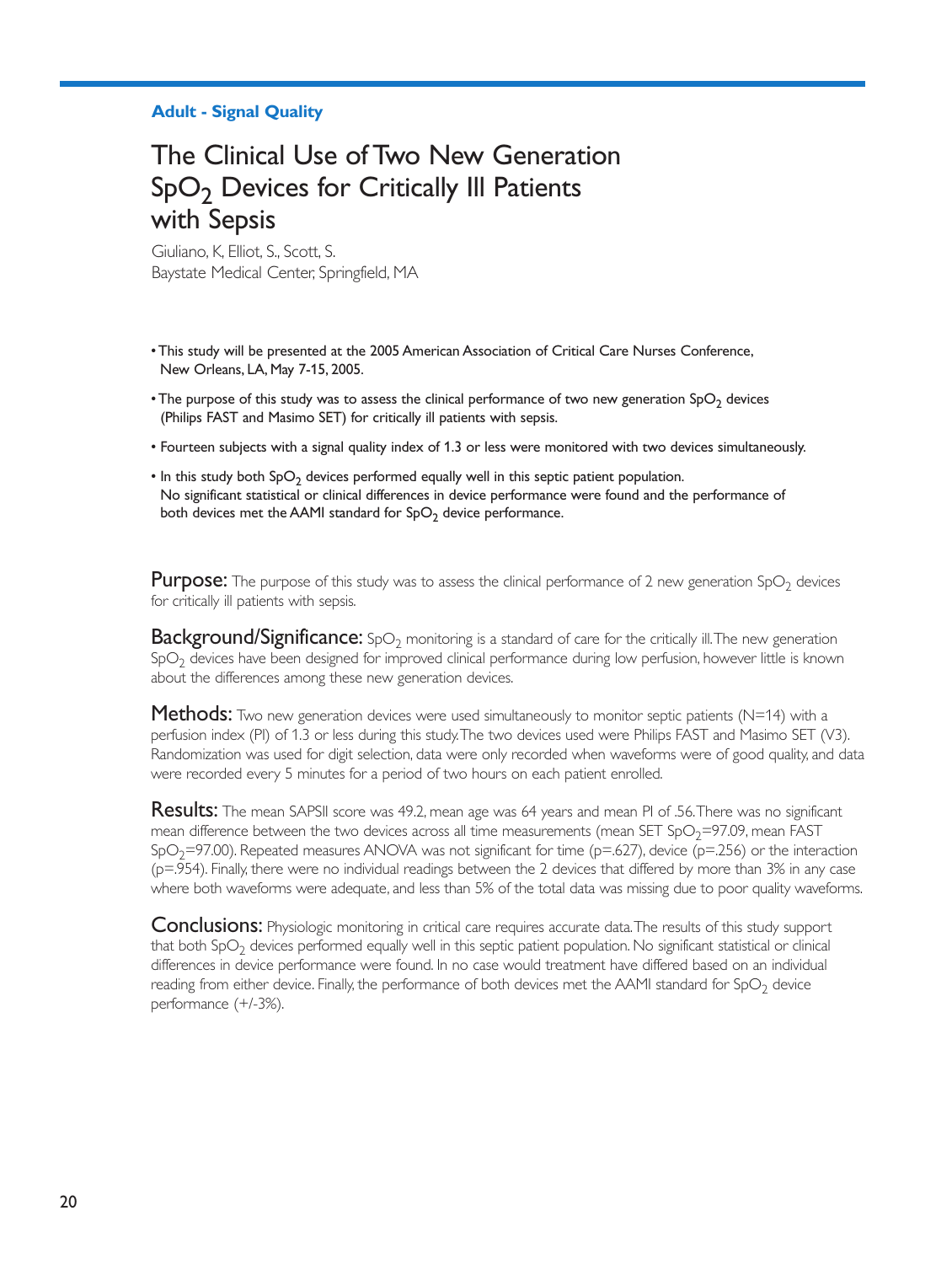**Adult - Signal Quality**

# The Clinical Use of Two New Generation $SpO_2$ Devices for Critically Ill Patients with Sepsis

Giuliano, K, Elliot, S., Scott, S.
Baystate Medical Center, Springfield, MA

- This study will be presented at the 2005 American Association of Critical Care Nurses Conference, New Orleans, LA, May 7-15, 2005.
- The purpose of this study was to assess the clinical performance of two new generation $SpO_2$ devices (Philips FAST and Masimo SET) for critically ill patients with sepsis.
- Fourteen subjects with a signal quality index of 1.3 or less were monitored with two devices simultaneously.
- In this study both $SpO_2$ devices performed equally well in this septic patient population. No significant statistical or clinical differences in device performance were found and the performance of both devices met the AAMI standard for $SpO_2$ device performance.

**Purpose:** The purpose of this study was to assess the clinical performance of 2 new generation $SpO_2$ devices for critically ill patients with sepsis.

**Background/Significance:** $SpO_2$ monitoring is a standard of care for the critically ill. The new generation $SpO_2$ devices have been designed for improved clinical performance during low perfusion, however little is known about the differences among these new generation devices.

**Methods:** Two new generation devices were used simultaneously to monitor septic patients (N=14) with a perfusion index (PI) of 1.3 or less during this study. The two devices used were Philips FAST and Masimo SET (V3). Randomization was used for digit selection, data were only recorded when waveforms were of good quality, and data were recorded every 5 minutes for a period of two hours on each patient enrolled.

**Results:** The mean SAPSII score was 49.2, mean age was 64 years and mean PI of .56. There was no significant mean difference between the two devices across all time measurements (mean SET $SpO_2$=97.09, mean FAST $SpO_2$=97.00). Repeated measures ANOVA was not significant for time (p=.627), device (p=.256) or the interaction (p=.954). Finally, there were no individual readings between the 2 devices that differed by more than 3% in any case where both waveforms were adequate, and less than 5% of the total data was missing due to poor quality waveforms.

**Conclusions:** Physiologic monitoring in critical care requires accurate data. The results of this study support that both $SpO_2$ devices performed equally well in this septic patient population. No significant statistical or clinical differences in device performance were found. In no case would treatment have differed based on an individual reading from either device. Finally, the performance of both devices met the AAMI standard for $SpO_2$ device performance (+/-3%).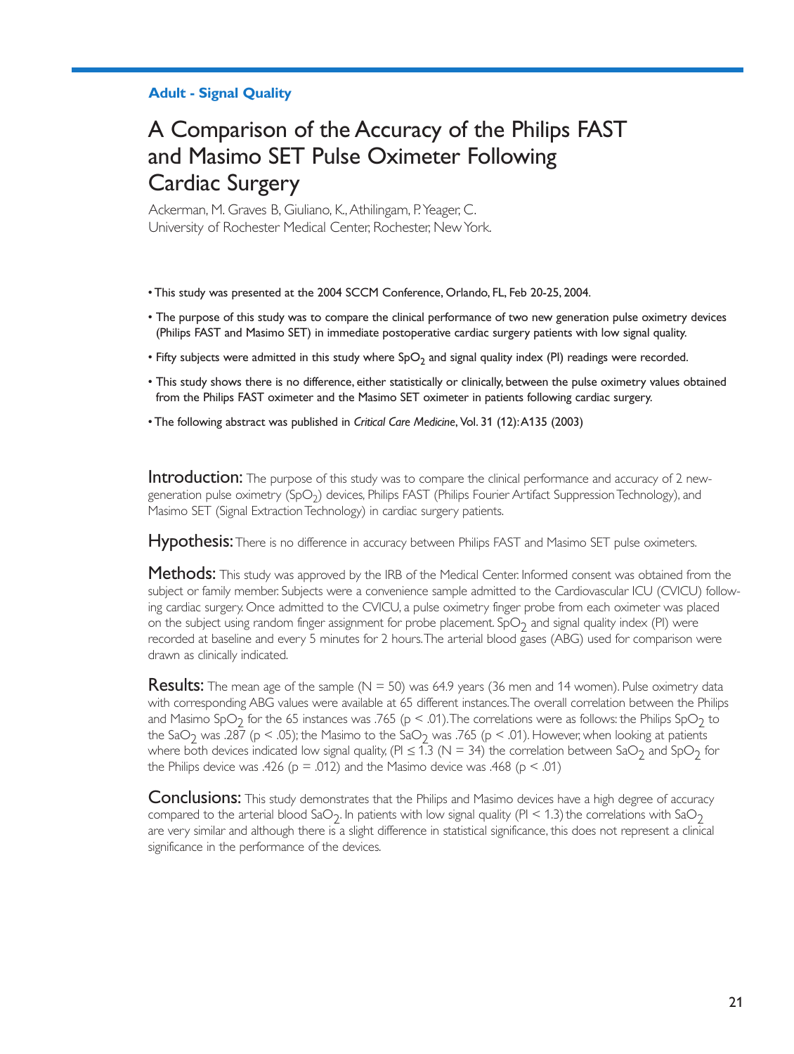**Adult - Signal Quality**

# A Comparison of the Accuracy of the Philips FAST and Masimo SET Pulse Oximeter Following Cardiac Surgery

Ackerman, M. Graves B, Giuliano, K., Athilingam, P. Yeager, C.
University of Rochester Medical Center, Rochester, New York.

- This study was presented at the 2004 SCCM Conference, Orlando, FL, Feb 20-25, 2004.
- The purpose of this study was to compare the clinical performance of two new generation pulse oximetry devices (Philips FAST and Masimo SET) in immediate postoperative cardiac surgery patients with low signal quality.
- Fifty subjects were admitted in this study where $SpO_2$ and signal quality index (PI) readings were recorded.
- This study shows there is no difference, either statistically or clinically, between the pulse oximetry values obtained from the Philips FAST oximeter and the Masimo SET oximeter in patients following cardiac surgery.
- The following abstract was published in *Critical Care Medicine*, Vol. 31 (12): A135 (2003)

**Introduction:** The purpose of this study was to compare the clinical performance and accuracy of 2 new-generation pulse oximetry ($SpO_2$) devices, Philips FAST (Philips Fourier Artifact Suppression Technology), and Masimo SET (Signal Extraction Technology) in cardiac surgery patients.

**Hypothesis:** There is no difference in accuracy between Philips FAST and Masimo SET pulse oximeters.

**Methods:** This study was approved by the IRB of the Medical Center. Informed consent was obtained from the subject or family member. Subjects were a convenience sample admitted to the Cardiovascular ICU (CVICU) following cardiac surgery. Once admitted to the CVICU, a pulse oximetry finger probe from each oximeter was placed on the subject using random finger assignment for probe placement. $SpO_2$ and signal quality index (PI) were recorded at baseline and every 5 minutes for 2 hours. The arterial blood gases (ABG) used for comparison were drawn as clinically indicated.

**Results:** The mean age of the sample (N = 50) was 64.9 years (36 men and 14 women). Pulse oximetry data with corresponding ABG values were available at 65 different instances. The overall correlation between the Philips and Masimo $SpO_2$ for the 65 instances was .765 ($p < .01$). The correlations were as follows: the Philips $SpO_2$ to the $SaO_2$ was .287 ($p < .05$); the Masimo to the $SaO_2$ was .765 ($p < .01$). However, when looking at patients where both devices indicated low signal quality, ($PI \leq 1.3$ (N = 34) the correlation between $SaO_2$ and $SpO_2$ for the Philips device was .426 ($p = .012$) and the Masimo device was .468 ($p < .01$)

**Conclusions:** This study demonstrates that the Philips and Masimo devices have a high degree of accuracy compared to the arterial blood $SaO_2$. In patients with low signal quality ($PI < 1.3$) the correlations with $SaO_2$ are very similar and although there is a slight difference in statistical significance, this does not represent a clinical significance in the performance of the devices.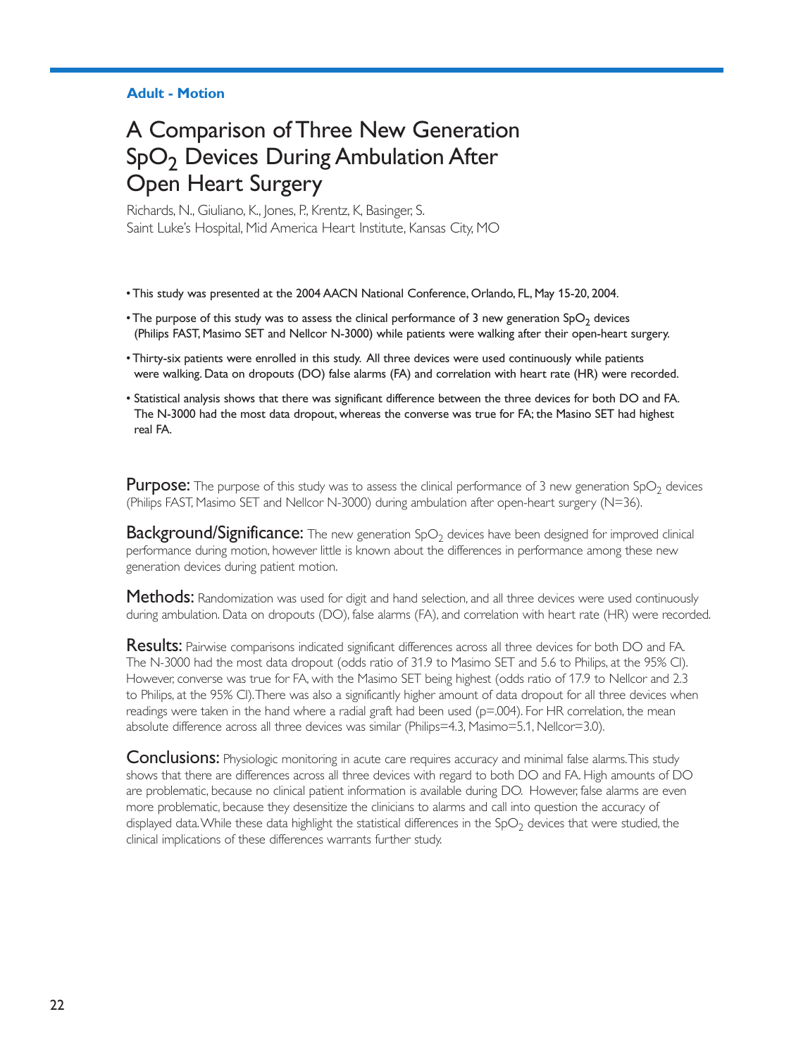**Adult - Motion**

# A Comparison of Three New Generation $SpO_2$ Devices During Ambulation After Open Heart Surgery

Richards, N., Giuliano, K., Jones, P., Krentz, K, Basinger, S.
Saint Luke's Hospital, Mid America Heart Institute, Kansas City, MO

- This study was presented at the 2004 AACN National Conference, Orlando, FL, May 15-20, 2004.
- The purpose of this study was to assess the clinical performance of 3 new generation $SpO_2$ devices (Philips FAST, Masimo SET and Nellcor N-3000) while patients were walking after their open-heart surgery.
- Thirty-six patients were enrolled in this study. All three devices were used continuously while patients were walking. Data on dropouts (DO) false alarms (FA) and correlation with heart rate (HR) were recorded.
- Statistical analysis shows that there was significant difference between the three devices for both DO and FA. The N-3000 had the most data dropout, whereas the converse was true for FA; the Masino SET had highest real FA.

**Purpose:** The purpose of this study was to assess the clinical performance of 3 new generation $SpO_2$ devices (Philips FAST, Masimo SET and Nellcor N-3000) during ambulation after open-heart surgery (N=36).

**Background/Significance:** The new generation $SpO_2$ devices have been designed for improved clinical performance during motion, however little is known about the differences in performance among these new generation devices during patient motion.

**Methods:** Randomization was used for digit and hand selection, and all three devices were used continuously during ambulation. Data on dropouts (DO), false alarms (FA), and correlation with heart rate (HR) were recorded.

**Results:** Pairwise comparisons indicated significant differences across all three devices for both DO and FA. The N-3000 had the most data dropout (odds ratio of 31.9 to Masimo SET and 5.6 to Philips, at the 95% CI). However, converse was true for FA, with the Masimo SET being highest (odds ratio of 17.9 to Nellcor and 2.3 to Philips, at the 95% CI). There was also a significantly higher amount of data dropout for all three devices when readings were taken in the hand where a radial graft had been used ($p=.004$). For HR correlation, the mean absolute difference across all three devices was similar (Philips=4.3, Masimo=5.1, Nellcor=3.0).

**Conclusions:** Physiologic monitoring in acute care requires accuracy and minimal false alarms. This study shows that there are differences across all three devices with regard to both DO and FA. High amounts of DO are problematic, because no clinical patient information is available during DO. However, false alarms are even more problematic, because they desensitize the clinicians to alarms and call into question the accuracy of displayed data. While these data highlight the statistical differences in the $SpO_2$ devices that were studied, the clinical implications of these differences warrants further study.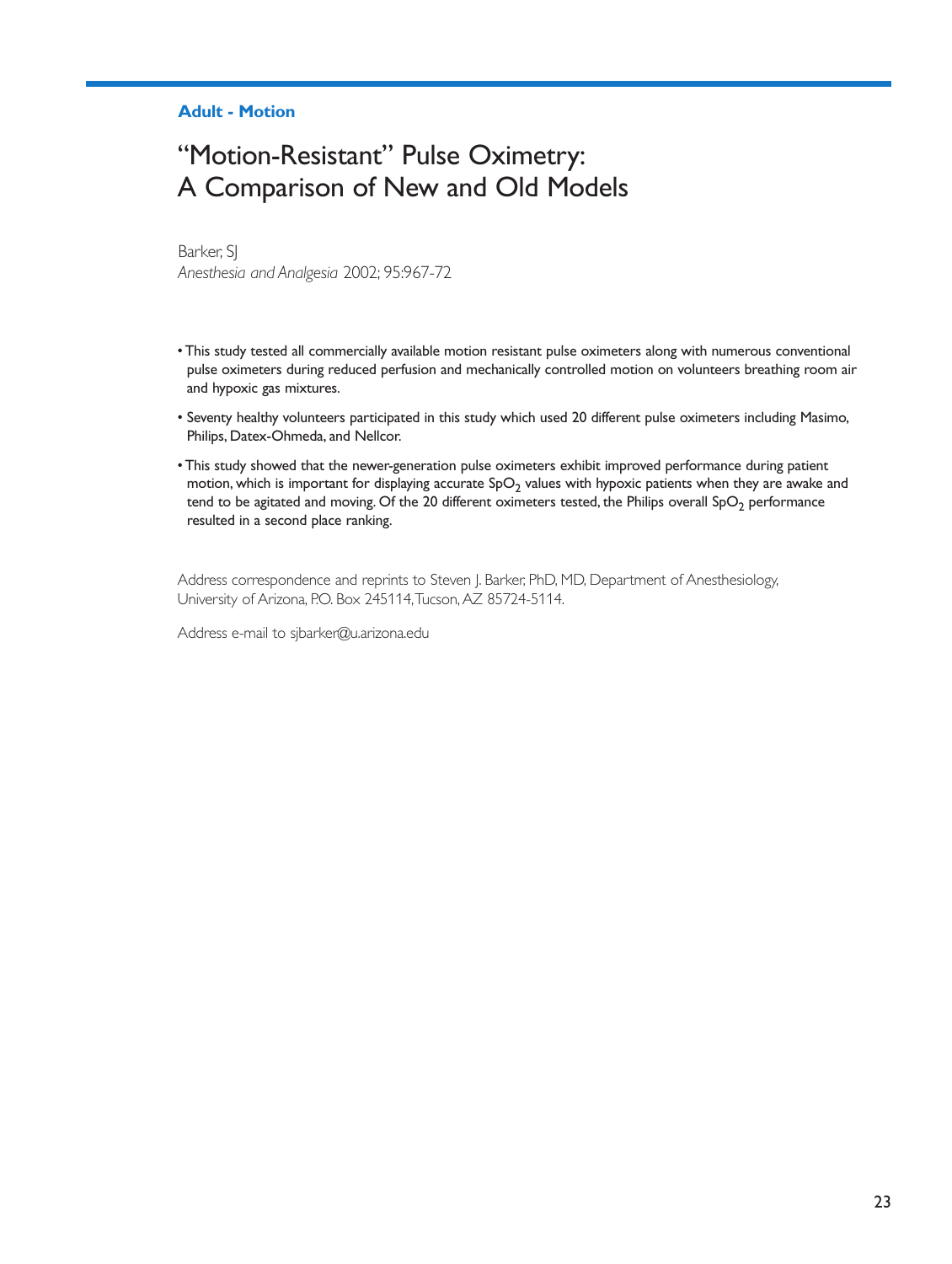**Adult - Motion**

# "Motion-Resistant" Pulse Oximetry: A Comparison of New and Old Models

Barker, SJ
*Anesthesia and Analgesia* 2002; 95:967-72

- This study tested all commercially available motion resistant pulse oximeters along with numerous conventional pulse oximeters during reduced perfusion and mechanically controlled motion on volunteers breathing room air and hypoxic gas mixtures.
- Seventy healthy volunteers participated in this study which used 20 different pulse oximeters including Masimo, Philips, Datex-Ohmeda, and Nellcor.
- This study showed that the newer-generation pulse oximeters exhibit improved performance during patient motion, which is important for displaying accurate $SpO_2$ values with hypoxic patients when they are awake and tend to be agitated and moving. Of the 20 different oximeters tested, the Philips overall $SpO_2$ performance resulted in a second place ranking.

Address correspondence and reprints to Steven J. Barker, PhD, MD, Department of Anesthesiology, University of Arizona, P.O. Box 245114, Tucson, AZ 85724-5114.

Address e-mail to sjbarker@u.arizona.edu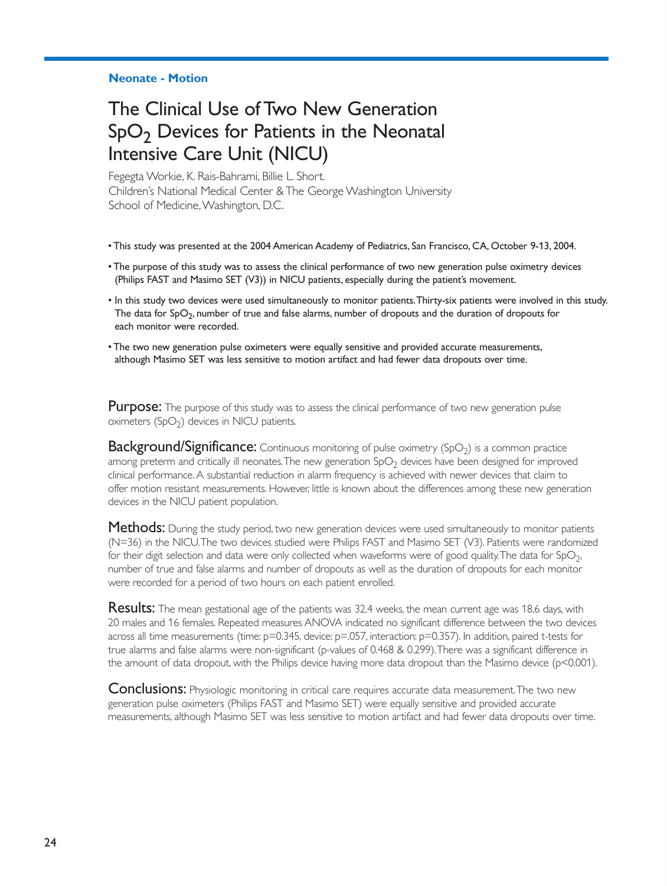**Neonate - Motion**

# The Clinical Use of Two New Generation $SpO_2$ Devices for Patients in the Neonatal Intensive Care Unit (NICU)

Fegegta Workie, K. Rais-Bahrami, Billie L. Short.
Children's National Medical Center & The George Washington University School of Medicine, Washington, D.C.

- This study was presented at the 2004 American Academy of Pediatrics, San Francisco, CA, October 9-13, 2004.
- The purpose of this study was to assess the clinical performance of two new generation pulse oximetry devices (Philips FAST and Masimo SET (V3)) in NICU patients, especially during the patient's movement.
- In this study two devices were used simultaneously to monitor patients. Thirty-six patients were involved in this study. The data for $SpO_2$, number of true and false alarms, number of dropouts and the duration of dropouts for each monitor were recorded.
- The two new generation pulse oximeters were equally sensitive and provided accurate measurements, although Masimo SET was less sensitive to motion artifact and had fewer data dropouts over time.

**Purpose:** The purpose of this study was to assess the clinical performance of two new generation pulse oximeters ($SpO_2$) devices in NICU patients.

**Background/Significance:** Continuous monitoring of pulse oximetry ($SpO_2$) is a common practice among preterm and critically ill neonates. The new generation $SpO_2$ devices have been designed for improved clinical performance. A substantial reduction in alarm frequency is achieved with newer devices that claim to offer motion resistant measurements. However, little is known about the differences among these new generation devices in the NICU patient population.

**Methods:** During the study period, two new generation devices were used simultaneously to monitor patients (N=36) in the NICU. The two devices studied were Philips FAST and Masimo SET (V3). Patients were randomized for their digit selection and data were only collected when waveforms were of good quality. The data for $SpO_2$, number of true and false alarms and number of dropouts as well as the duration of dropouts for each monitor were recorded for a period of two hours on each patient enrolled.

**Results:** The mean gestational age of the patients was 32.4 weeks, the mean current age was 18.6 days, with 20 males and 16 females. Repeated measures ANOVA indicated no significant difference between the two devices across all time measurements (time: $p=0.345$, device: $p=.057$, interaction: $p=0.357$). In addition, paired t-tests for true alarms and false alarms were non-significant (p-values of 0.468 & 0.299). There was a significant difference in the amount of data dropout, with the Philips device having more data dropout than the Masimo device ($p<0.001$).

**Conclusions:** Physiologic monitoring in critical care requires accurate data measurement. The two new generation pulse oximeters (Philips FAST and Masimo SET) were equally sensitive and provided accurate measurements, although Masimo SET was less sensitive to motion artifact and had fewer data dropouts over time.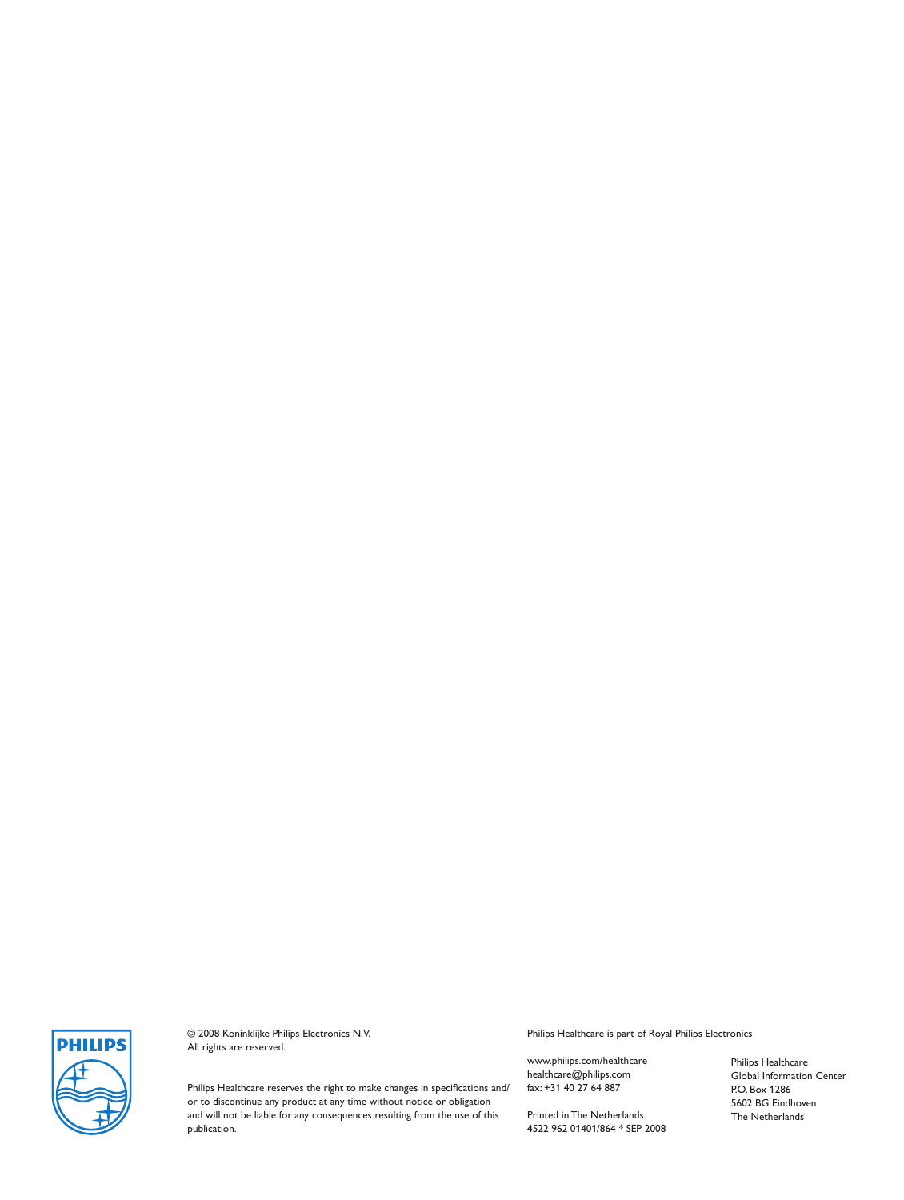PHILIPS

© 2008 Koninklijke Philips Electronics N.V.
All rights are reserved.

Philips Healthcare reserves the right to make changes in specifications and/or to discontinue any product at any time without notice or obligation and will not be liable for any consequences resulting from the use of this publication.

Philips Healthcare is part of Royal Philips Electronics

www.philips.com/healthcare
healthcare@philips.com
fax: +31 40 27 64 887

Printed in The Netherlands
4522 962 01401/864 * SEP 2008

Philips Healthcare
Global Information Center
P.O. Box 1286
5602 BG Eindhoven
The Netherlands